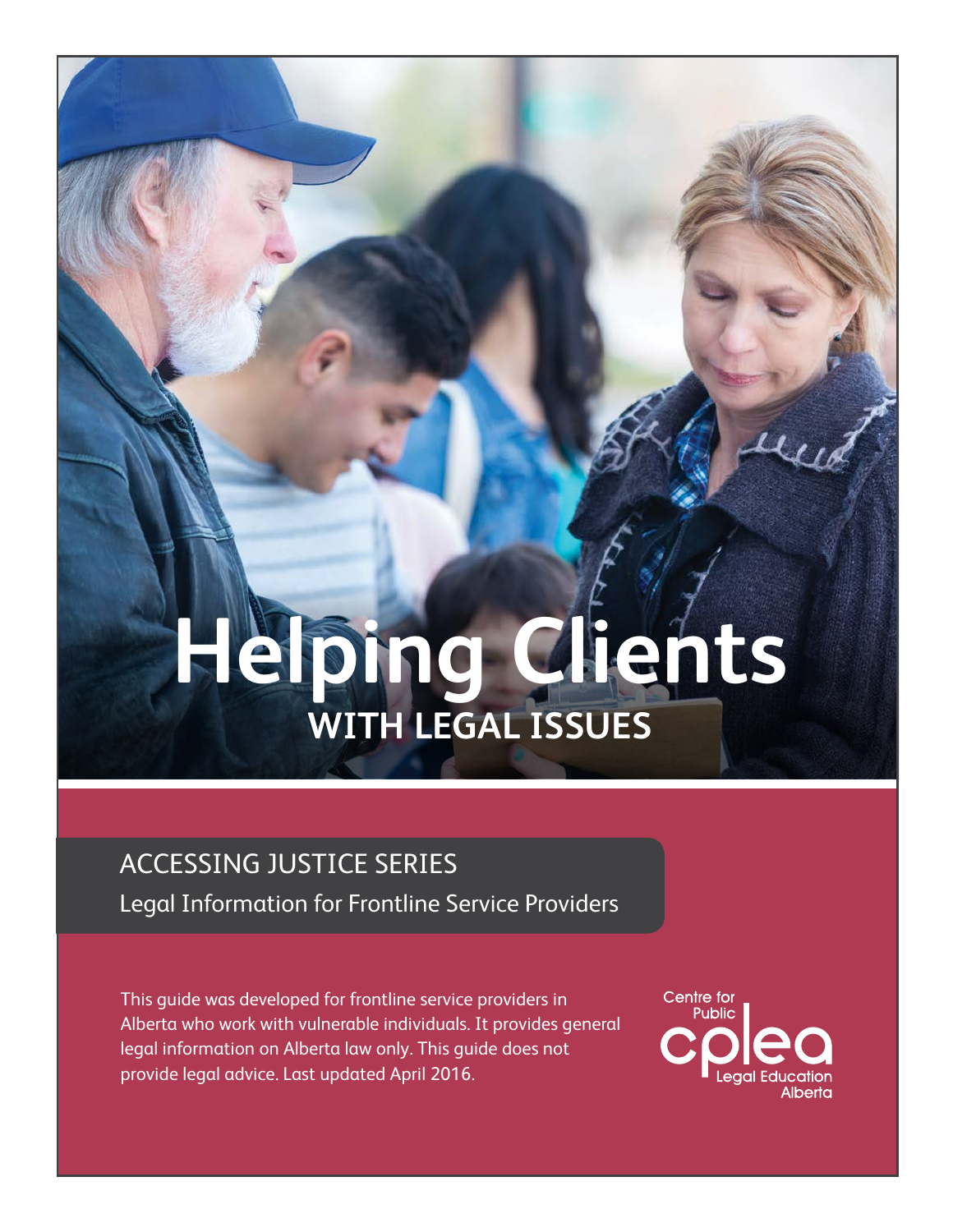# Helping Clients

## WITH LEGAL ISSUES

ACCESSING JUSTICE SERIES

Legal Information for Frontline Service Providers

This guide was developed for frontline service providers in Alberta who work with vulnerable individuals. It provides general legal information on Alberta law only. This guide does not provide legal advice. Last updated April 2016.

Centre for Public Legal Education Alberta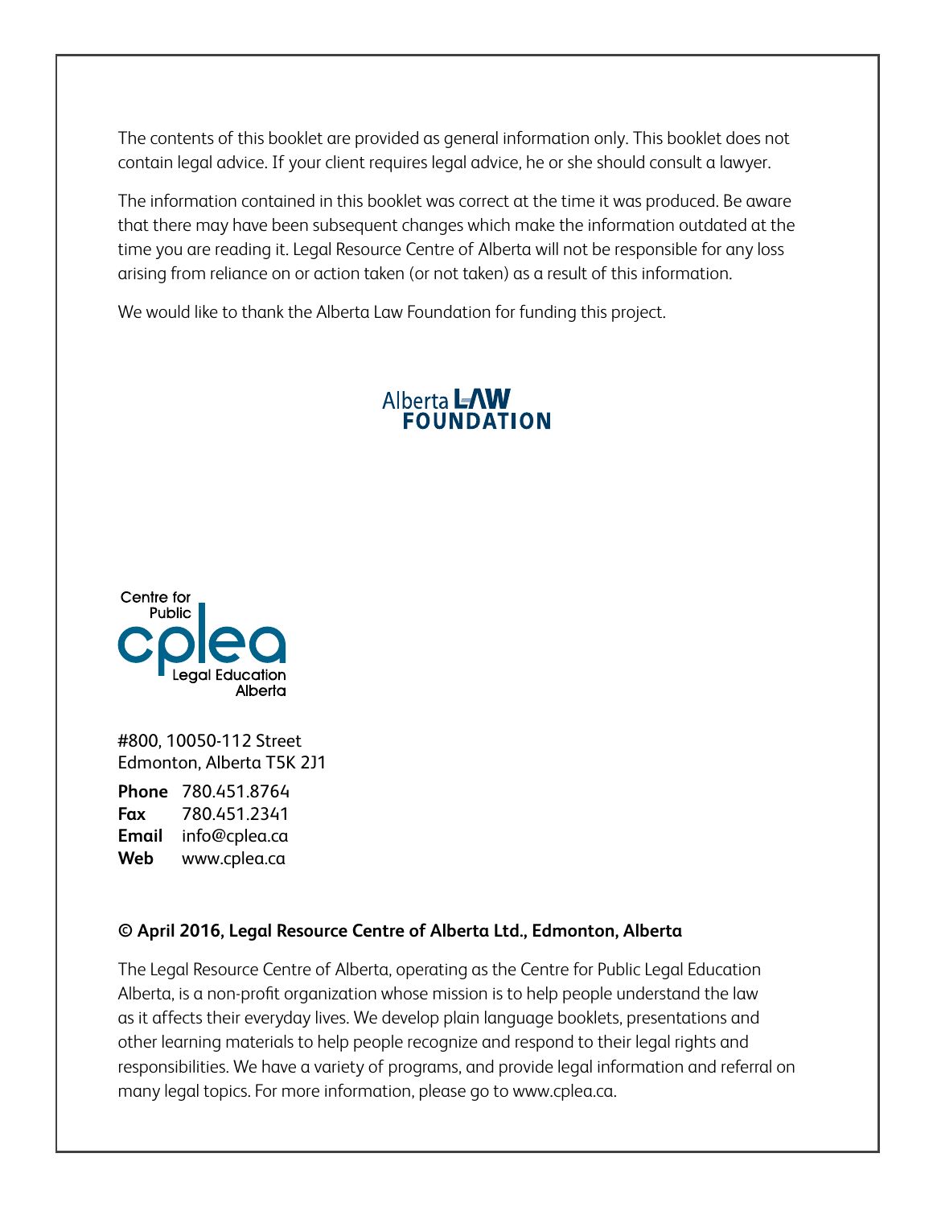The contents of this booklet are provided as general information only. This booklet does not contain legal advice. If your client requires legal advice, he or she should consult a lawyer.

The information contained in this booklet was correct at the time it was produced. Be aware that there may have been subsequent changes which make the information outdated at the time you are reading it. Legal Resource Centre of Alberta will not be responsible for any loss arising from reliance on or action taken (or not taken) as a result of this information.

We would like to thank the Alberta Law Foundation for funding this project.

Alberta LAW FOUNDATION

Centre for Public Legal Education Alberta

#800, 10050-112 Street
Edmonton, Alberta T5K 2J1

**Phone** 780.451.8764
**Fax** 780.451.2341
**Email** info@cplea.ca
**Web** www.cplea.ca

**© April 2016, Legal Resource Centre of Alberta Ltd., Edmonton, Alberta**

The Legal Resource Centre of Alberta, operating as the Centre for Public Legal Education Alberta, is a non-profit organization whose mission is to help people understand the law as it affects their everyday lives. We develop plain language booklets, presentations and other learning materials to help people recognize and respond to their legal rights and responsibilities. We have a variety of programs, and provide legal information and referral on many legal topics. For more information, please go to www.cplea.ca.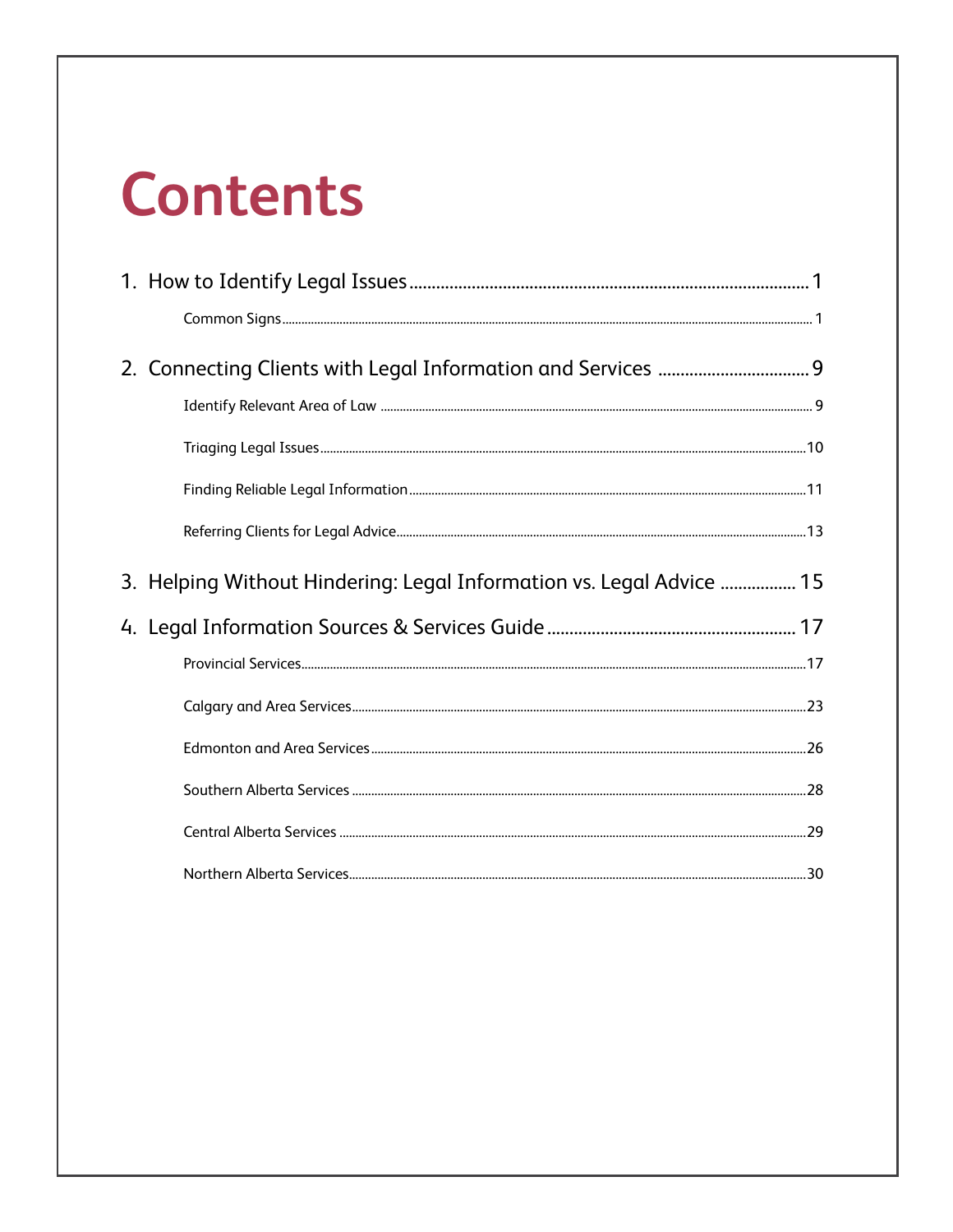# Contents

1. How to Identify Legal Issues ........ 1
    - Common Signs ........ 1
2. Connecting Clients with Legal Information and Services ........ 9
    - Identify Relevant Area of Law ........ 9
    - Triaging Legal Issues ........ 10
    - Finding Reliable Legal Information ........ 11
    - Referring Clients for Legal Advice ........ 13
3. Helping Without Hindering: Legal Information vs. Legal Advice ........ 15
4. Legal Information Sources & Services Guide ........ 17
    - Provincial Services ........ 17
    - Calgary and Area Services ........ 23
    - Edmonton and Area Services ........ 26
    - Southern Alberta Services ........ 28
    - Central Alberta Services ........ 29
    - Northern Alberta Services ........ 30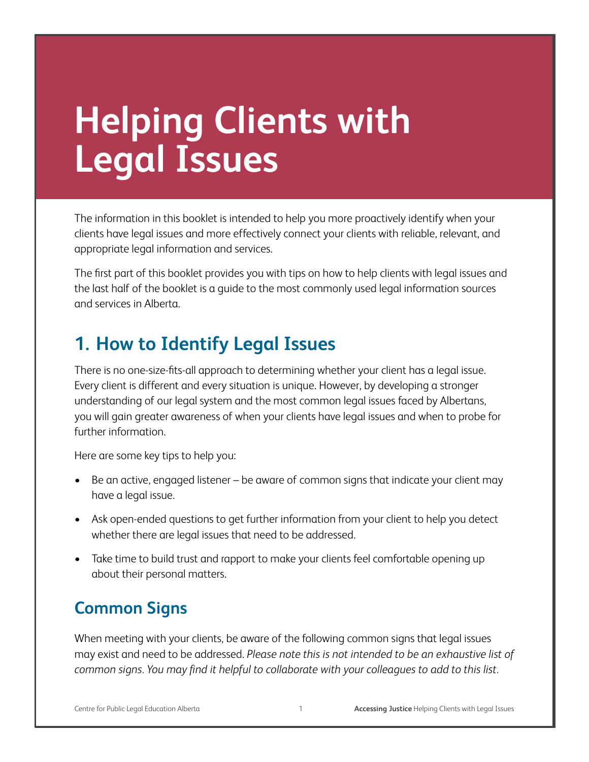# Helping Clients with Legal Issues

The information in this booklet is intended to help you more proactively identify when your clients have legal issues and more effectively connect your clients with reliable, relevant, and appropriate legal information and services.

The first part of this booklet provides you with tips on how to help clients with legal issues and the last half of the booklet is a guide to the most commonly used legal information sources and services in Alberta.

## 1. How to Identify Legal Issues

There is no one-size-fits-all approach to determining whether your client has a legal issue. Every client is different and every situation is unique. However, by developing a stronger understanding of our legal system and the most common legal issues faced by Albertans, you will gain greater awareness of when your clients have legal issues and when to probe for further information.

Here are some key tips to help you:

- Be an active, engaged listener – be aware of common signs that indicate your client may have a legal issue.
- Ask open-ended questions to get further information from your client to help you detect whether there are legal issues that need to be addressed.
- Take time to build trust and rapport to make your clients feel comfortable opening up about their personal matters.

### Common Signs

When meeting with your clients, be aware of the following common signs that legal issues may exist and need to be addressed. *Please note this is not intended to be an exhaustive list of common signs. You may find it helpful to collaborate with your colleagues to add to this list.*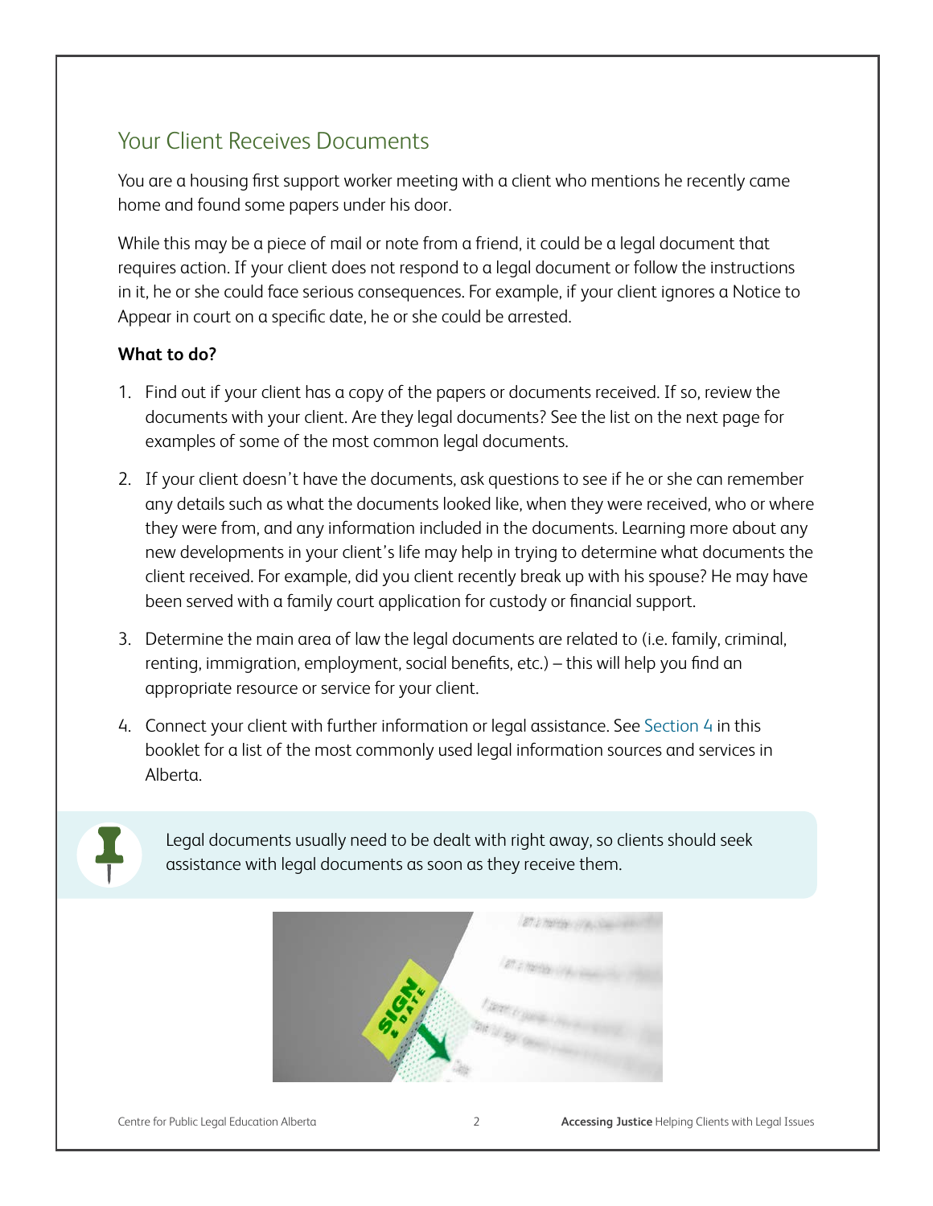## Your Client Receives Documents

You are a housing first support worker meeting with a client who mentions he recently came home and found some papers under his door.

While this may be a piece of mail or note from a friend, it could be a legal document that requires action. If your client does not respond to a legal document or follow the instructions in it, he or she could face serious consequences. For example, if your client ignores a Notice to Appear in court on a specific date, he or she could be arrested.

**What to do?**

1. Find out if your client has a copy of the papers or documents received. If so, review the documents with your client. Are they legal documents? See the list on the next page for examples of some of the most common legal documents.
2. If your client doesn't have the documents, ask questions to see if he or she can remember any details such as what the documents looked like, when they were received, who or where they were from, and any information included in the documents. Learning more about any new developments in your client's life may help in trying to determine what documents the client received. For example, did you client recently break up with his spouse? He may have been served with a family court application for custody or financial support.
3. Determine the main area of law the legal documents are related to (i.e. family, criminal, renting, immigration, employment, social benefits, etc.) – this will help you find an appropriate resource or service for your client.
4. Connect your client with further information or legal assistance. See Section 4 in this booklet for a list of the most commonly used legal information sources and services in Alberta.

Legal documents usually need to be dealt with right away, so clients should seek assistance with legal documents as soon as they receive them.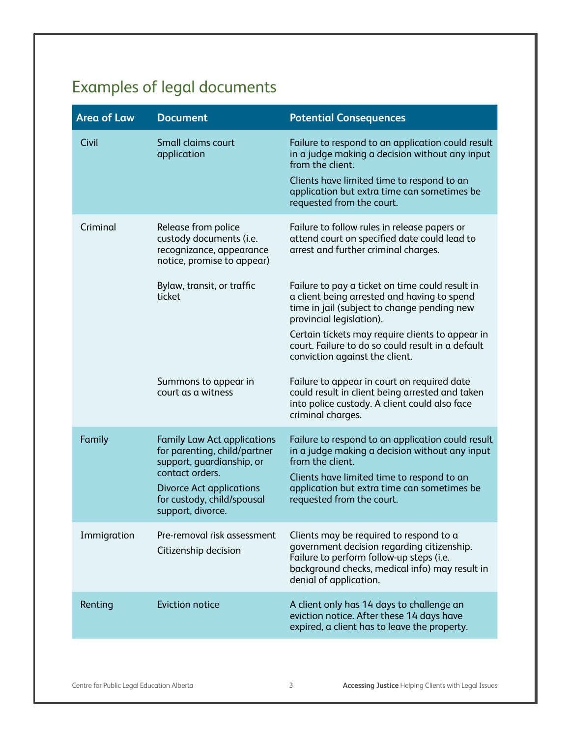## Examples of legal documents

| Area of Law | Document | Potential Consequences |
|---|---|---|
| Civil | Small claims court application | Failure to respond to an application could result in a judge making a decision without any input from the client.<br>Clients have limited time to respond to an application but extra time can sometimes be requested from the court. |
| Criminal | Release from police custody documents (i.e. recognizance, appearance notice, promise to appear) | Failure to follow rules in release papers or attend court on specified date could lead to arrest and further criminal charges. |
| | Bylaw, transit, or traffic ticket | Failure to pay a ticket on time could result in a client being arrested and having to spend time in jail (subject to change pending new provincial legislation).<br>Certain tickets may require clients to appear in court. Failure to do so could result in a default conviction against the client. |
| | Summons to appear in court as a witness | Failure to appear in court on required date could result in client being arrested and taken into police custody. A client could also face criminal charges. |
| Family | Family Law Act applications for parenting, child/partner support, guardianship, or contact orders.<br>Divorce Act applications for custody, child/spousal support, divorce. | Failure to respond to an application could result in a judge making a decision without any input from the client.<br>Clients have limited time to respond to an application but extra time can sometimes be requested from the court. |
| Immigration | Pre-removal risk assessment<br>Citizenship decision | Clients may be required to respond to a government decision regarding citizenship. Failure to perform follow-up steps (i.e. background checks, medical info) may result in denial of application. |
| Renting | Eviction notice | A client only has 14 days to challenge an eviction notice. After these 14 days have expired, a client has to leave the property. |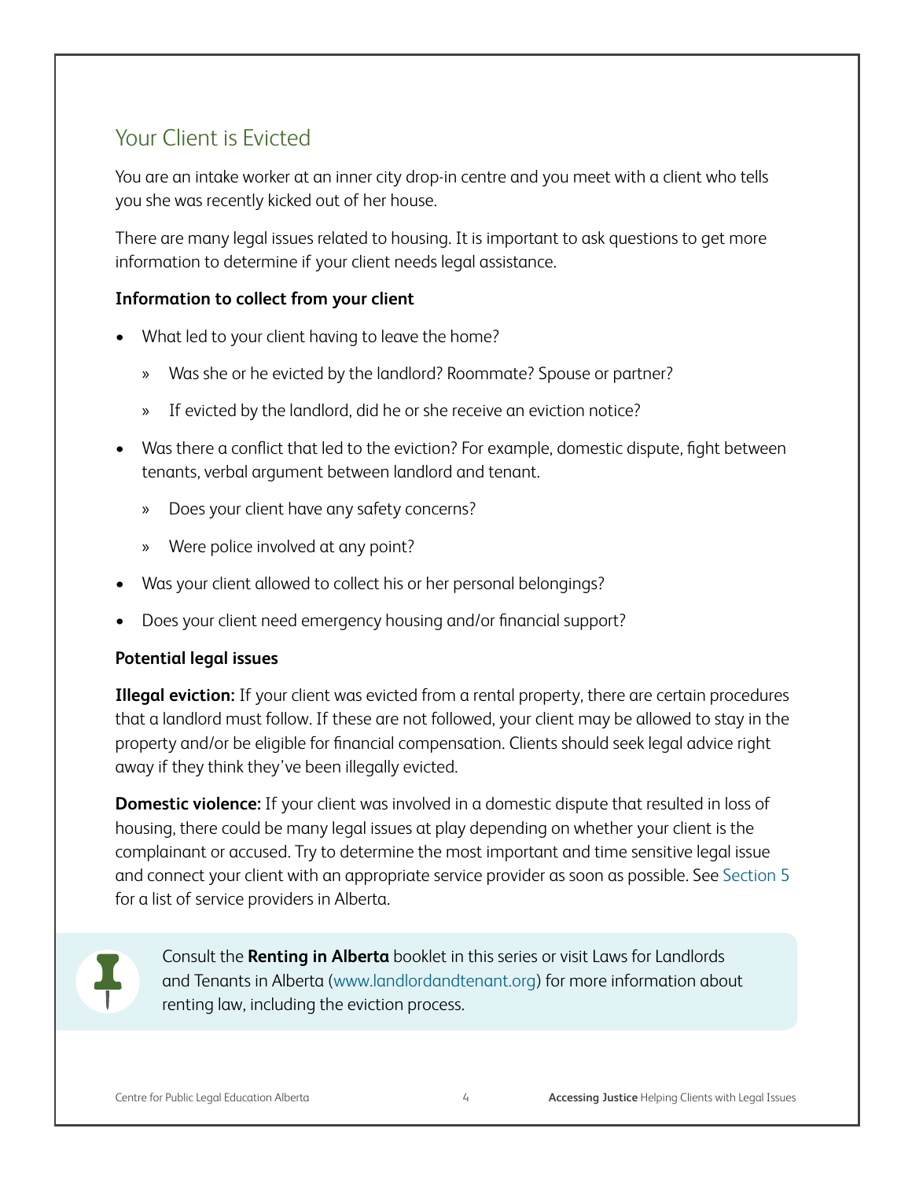## Your Client is Evicted

You are an intake worker at an inner city drop-in centre and you meet with a client who tells you she was recently kicked out of her house.

There are many legal issues related to housing. It is important to ask questions to get more information to determine if your client needs legal assistance.

**Information to collect from your client**

- What led to your client having to leave the home?
  - Was she or he evicted by the landlord? Roommate? Spouse or partner?
  - If evicted by the landlord, did he or she receive an eviction notice?
- Was there a conflict that led to the eviction? For example, domestic dispute, fight between tenants, verbal argument between landlord and tenant.
  - Does your client have any safety concerns?
  - Were police involved at any point?
- Was your client allowed to collect his or her personal belongings?
- Does your client need emergency housing and/or financial support?

**Potential legal issues**

**Illegal eviction:** If your client was evicted from a rental property, there are certain procedures that a landlord must follow. If these are not followed, your client may be allowed to stay in the property and/or be eligible for financial compensation. Clients should seek legal advice right away if they think they've been illegally evicted.

**Domestic violence:** If your client was involved in a domestic dispute that resulted in loss of housing, there could be many legal issues at play depending on whether your client is the complainant or accused. Try to determine the most important and time sensitive legal issue and connect your client with an appropriate service provider as soon as possible. See Section 5 for a list of service providers in Alberta.

Consult the **Renting in Alberta** booklet in this series or visit Laws for Landlords and Tenants in Alberta (www.landlordandtenant.org) for more information about renting law, including the eviction process.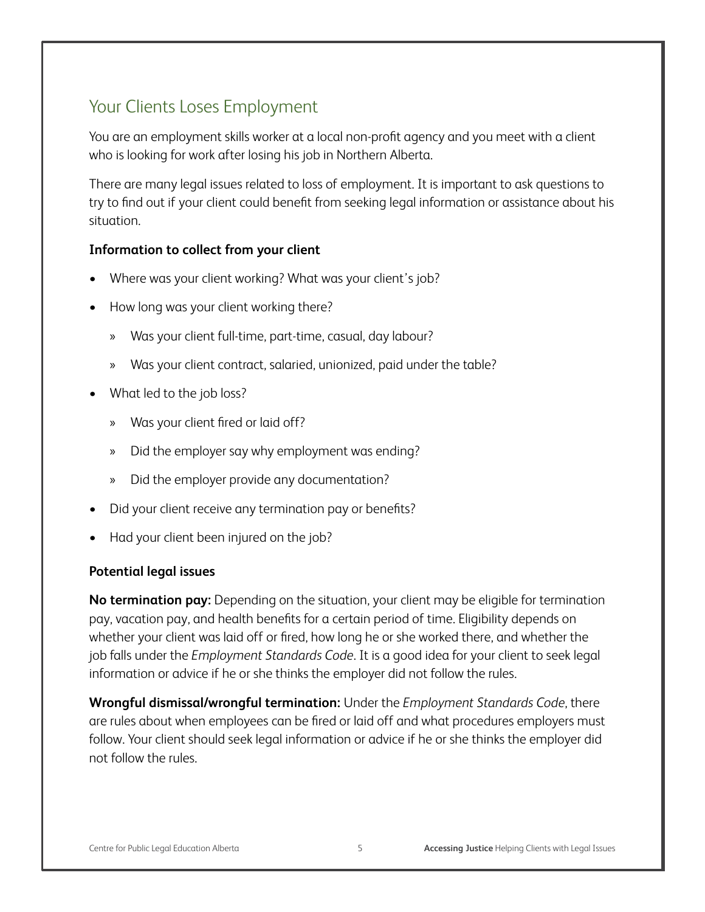## Your Clients Loses Employment

You are an employment skills worker at a local non-profit agency and you meet with a client who is looking for work after losing his job in Northern Alberta.

There are many legal issues related to loss of employment. It is important to ask questions to try to find out if your client could benefit from seeking legal information or assistance about his situation.

**Information to collect from your client**

- Where was your client working? What was your client's job?
- How long was your client working there?
  - Was your client full-time, part-time, casual, day labour?
  - Was your client contract, salaried, unionized, paid under the table?
- What led to the job loss?
  - Was your client fired or laid off?
  - Did the employer say why employment was ending?
  - Did the employer provide any documentation?
- Did your client receive any termination pay or benefits?
- Had your client been injured on the job?

**Potential legal issues**

**No termination pay:** Depending on the situation, your client may be eligible for termination pay, vacation pay, and health benefits for a certain period of time. Eligibility depends on whether your client was laid off or fired, how long he or she worked there, and whether the job falls under the *Employment Standards Code*. It is a good idea for your client to seek legal information or advice if he or she thinks the employer did not follow the rules.

**Wrongful dismissal/wrongful termination:** Under the *Employment Standards Code*, there are rules about when employees can be fired or laid off and what procedures employers must follow. Your client should seek legal information or advice if he or she thinks the employer did not follow the rules.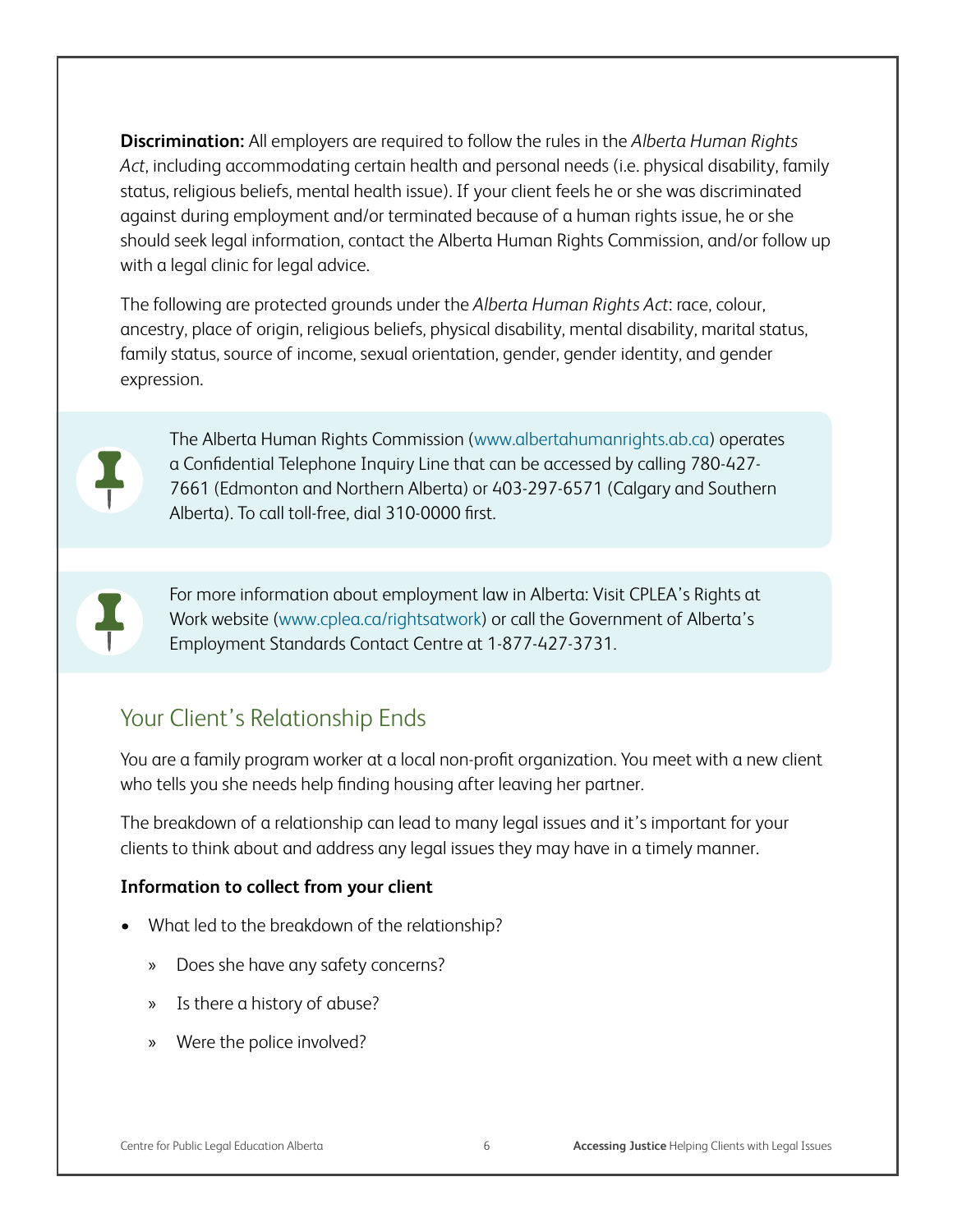**Discrimination:** All employers are required to follow the rules in the *Alberta Human Rights Act*, including accommodating certain health and personal needs (i.e. physical disability, family status, religious beliefs, mental health issue). If your client feels he or she was discriminated against during employment and/or terminated because of a human rights issue, he or she should seek legal information, contact the Alberta Human Rights Commission, and/or follow up with a legal clinic for legal advice.

The following are protected grounds under the *Alberta Human Rights Act*: race, colour, ancestry, place of origin, religious beliefs, physical disability, mental disability, marital status, family status, source of income, sexual orientation, gender, gender identity, and gender expression.

> The Alberta Human Rights Commission (www.albertahumanrights.ab.ca) operates a Confidential Telephone Inquiry Line that can be accessed by calling 780-427-7661 (Edmonton and Northern Alberta) or 403-297-6571 (Calgary and Southern Alberta). To call toll-free, dial 310-0000 first.

> For more information about employment law in Alberta: Visit CPLEA's Rights at Work website (www.cplea.ca/rightsatwork) or call the Government of Alberta's Employment Standards Contact Centre at 1-877-427-3731.

## Your Client's Relationship Ends

You are a family program worker at a local non-profit organization. You meet with a new client who tells you she needs help finding housing after leaving her partner.

The breakdown of a relationship can lead to many legal issues and it's important for your clients to think about and address any legal issues they may have in a timely manner.

**Information to collect from your client**

- What led to the breakdown of the relationship?
  - Does she have any safety concerns?
  - Is there a history of abuse?
  - Were the police involved?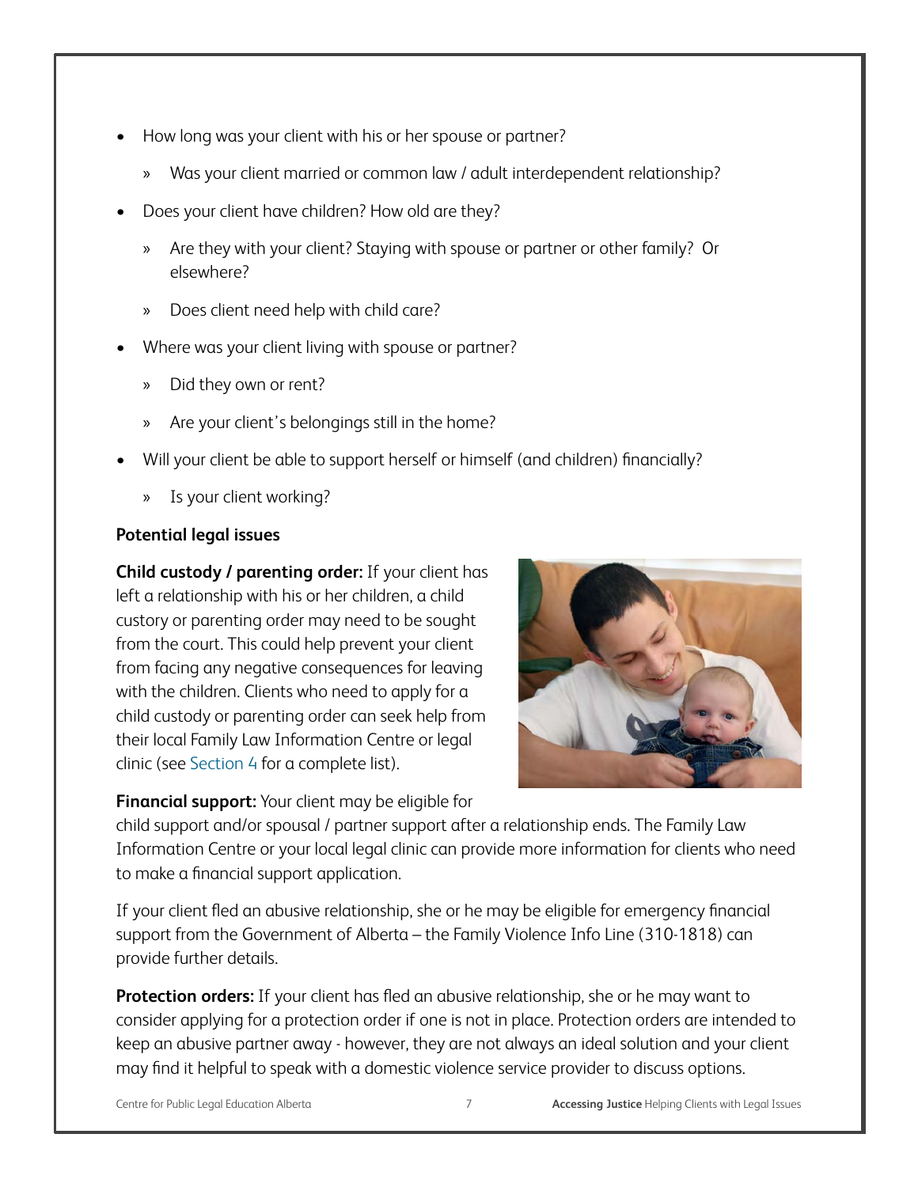- How long was your client with his or her spouse or partner?
  - Was your client married or common law / adult interdependent relationship?
- Does your client have children? How old are they?
  - Are they with your client? Staying with spouse or partner or other family? Or elsewhere?
  - Does client need help with child care?
- Where was your client living with spouse or partner?
  - Did they own or rent?
  - Are your client's belongings still in the home?
- Will your client be able to support herself or himself (and children) financially?
  - Is your client working?

**Potential legal issues**

**Child custody / parenting order:** If your client has left a relationship with his or her children, a child custory or parenting order may need to be sought from the court. This could help prevent your client from facing any negative consequences for leaving with the children. Clients who need to apply for a child custody or parenting order can seek help from their local Family Law Information Centre or legal clinic (see Section 4 for a complete list).

**Financial support:** Your client may be eligible for child support and/or spousal / partner support after a relationship ends. The Family Law Information Centre or your local legal clinic can provide more information for clients who need to make a financial support application.

If your client fled an abusive relationship, she or he may be eligible for emergency financial support from the Government of Alberta – the Family Violence Info Line (310-1818) can provide further details.

**Protection orders:** If your client has fled an abusive relationship, she or he may want to consider applying for a protection order if one is not in place. Protection orders are intended to keep an abusive partner away - however, they are not always an ideal solution and your client may find it helpful to speak with a domestic violence service provider to discuss options.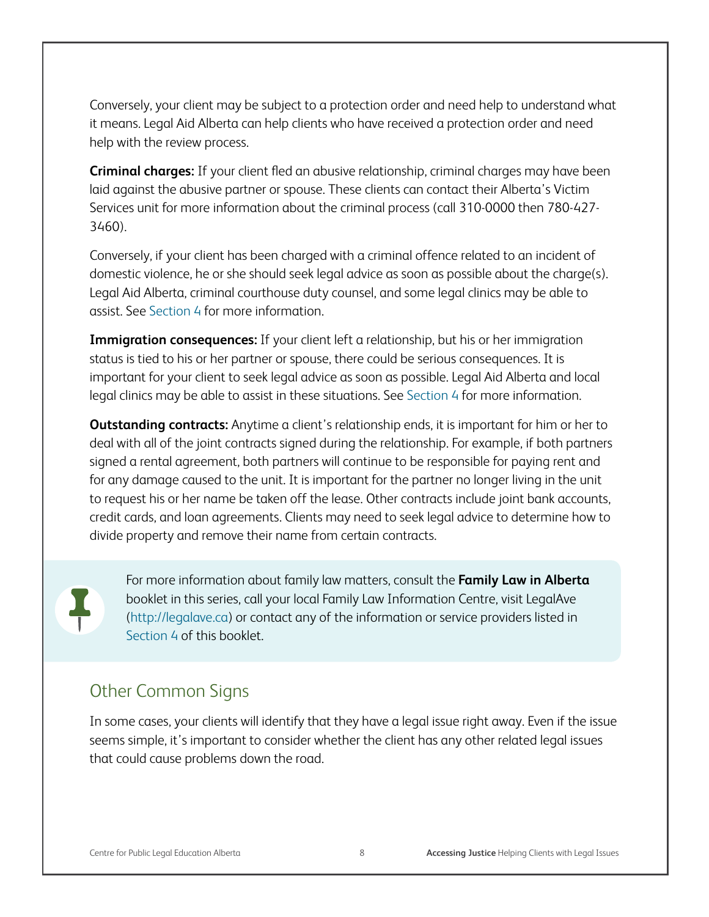Conversely, your client may be subject to a protection order and need help to understand what it means. Legal Aid Alberta can help clients who have received a protection order and need help with the review process.

**Criminal charges:** If your client fled an abusive relationship, criminal charges may have been laid against the abusive partner or spouse. These clients can contact their Alberta's Victim Services unit for more information about the criminal process (call 310-0000 then 780-427-3460).

Conversely, if your client has been charged with a criminal offence related to an incident of domestic violence, he or she should seek legal advice as soon as possible about the charge(s). Legal Aid Alberta, criminal courthouse duty counsel, and some legal clinics may be able to assist. See Section 4 for more information.

**Immigration consequences:** If your client left a relationship, but his or her immigration status is tied to his or her partner or spouse, there could be serious consequences. It is important for your client to seek legal advice as soon as possible. Legal Aid Alberta and local legal clinics may be able to assist in these situations. See Section 4 for more information.

**Outstanding contracts:** Anytime a client's relationship ends, it is important for him or her to deal with all of the joint contracts signed during the relationship. For example, if both partners signed a rental agreement, both partners will continue to be responsible for paying rent and for any damage caused to the unit. It is important for the partner no longer living in the unit to request his or her name be taken off the lease. Other contracts include joint bank accounts, credit cards, and loan agreements. Clients may need to seek legal advice to determine how to divide property and remove their name from certain contracts.

> For more information about family law matters, consult the **Family Law in Alberta** booklet in this series, call your local Family Law Information Centre, visit LegalAve (http://legalave.ca) or contact any of the information or service providers listed in Section 4 of this booklet.

## Other Common Signs

In some cases, your clients will identify that they have a legal issue right away. Even if the issue seems simple, it's important to consider whether the client has any other related legal issues that could cause problems down the road.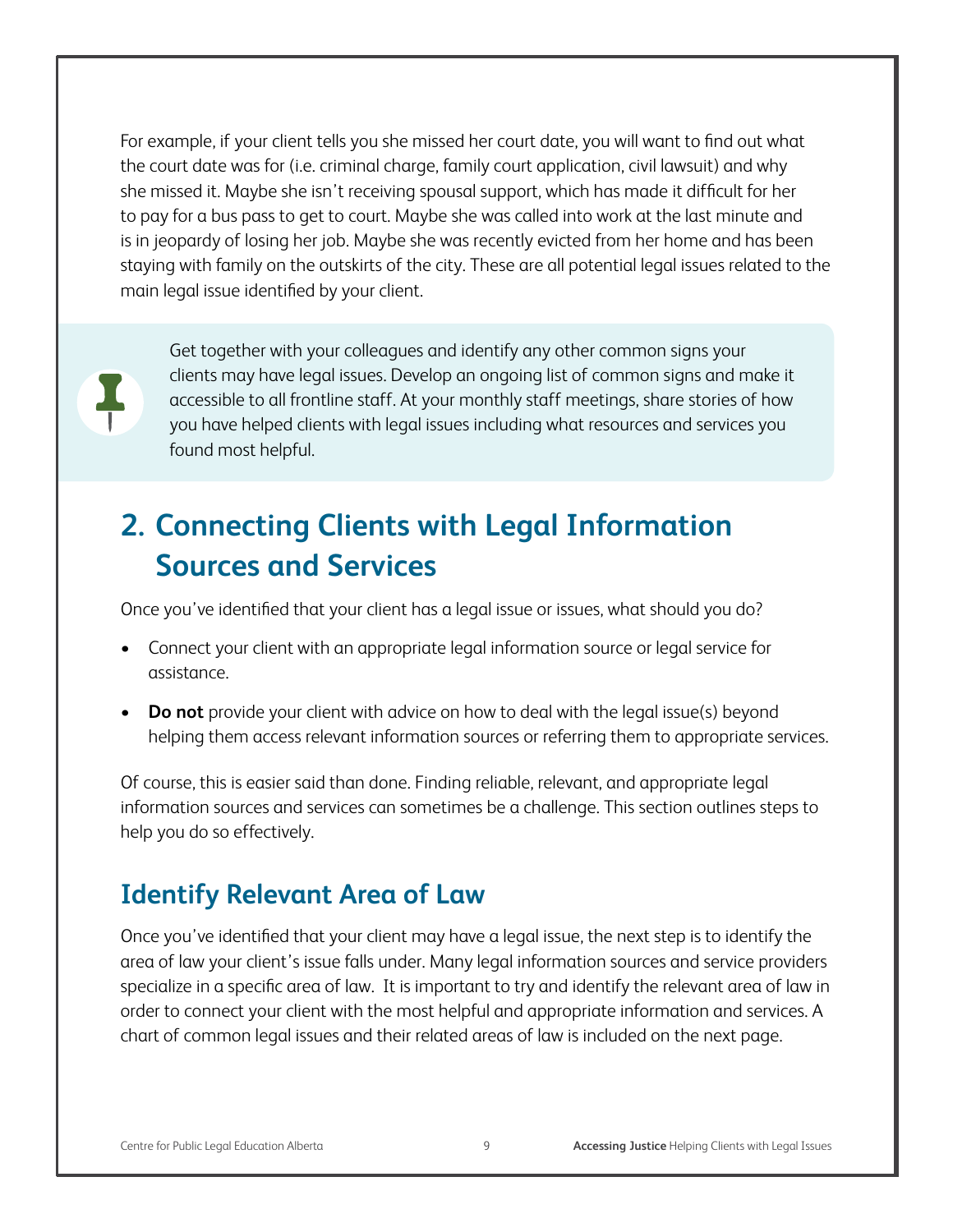For example, if your client tells you she missed her court date, you will want to find out what the court date was for (i.e. criminal charge, family court application, civil lawsuit) and why she missed it. Maybe she isn't receiving spousal support, which has made it difficult for her to pay for a bus pass to get to court. Maybe she was called into work at the last minute and is in jeopardy of losing her job. Maybe she was recently evicted from her home and has been staying with family on the outskirts of the city. These are all potential legal issues related to the main legal issue identified by your client.

> Get together with your colleagues and identify any other common signs your clients may have legal issues. Develop an ongoing list of common signs and make it accessible to all frontline staff. At your monthly staff meetings, share stories of how you have helped clients with legal issues including what resources and services you found most helpful.

# 2. Connecting Clients with Legal Information Sources and Services

Once you've identified that your client has a legal issue or issues, what should you do?

- Connect your client with an appropriate legal information source or legal service for assistance.
- **Do not** provide your client with advice on how to deal with the legal issue(s) beyond helping them access relevant information sources or referring them to appropriate services.

Of course, this is easier said than done. Finding reliable, relevant, and appropriate legal information sources and services can sometimes be a challenge. This section outlines steps to help you do so effectively.

## Identify Relevant Area of Law

Once you've identified that your client may have a legal issue, the next step is to identify the area of law your client's issue falls under. Many legal information sources and service providers specialize in a specific area of law. It is important to try and identify the relevant area of law in order to connect your client with the most helpful and appropriate information and services. A chart of common legal issues and their related areas of law is included on the next page.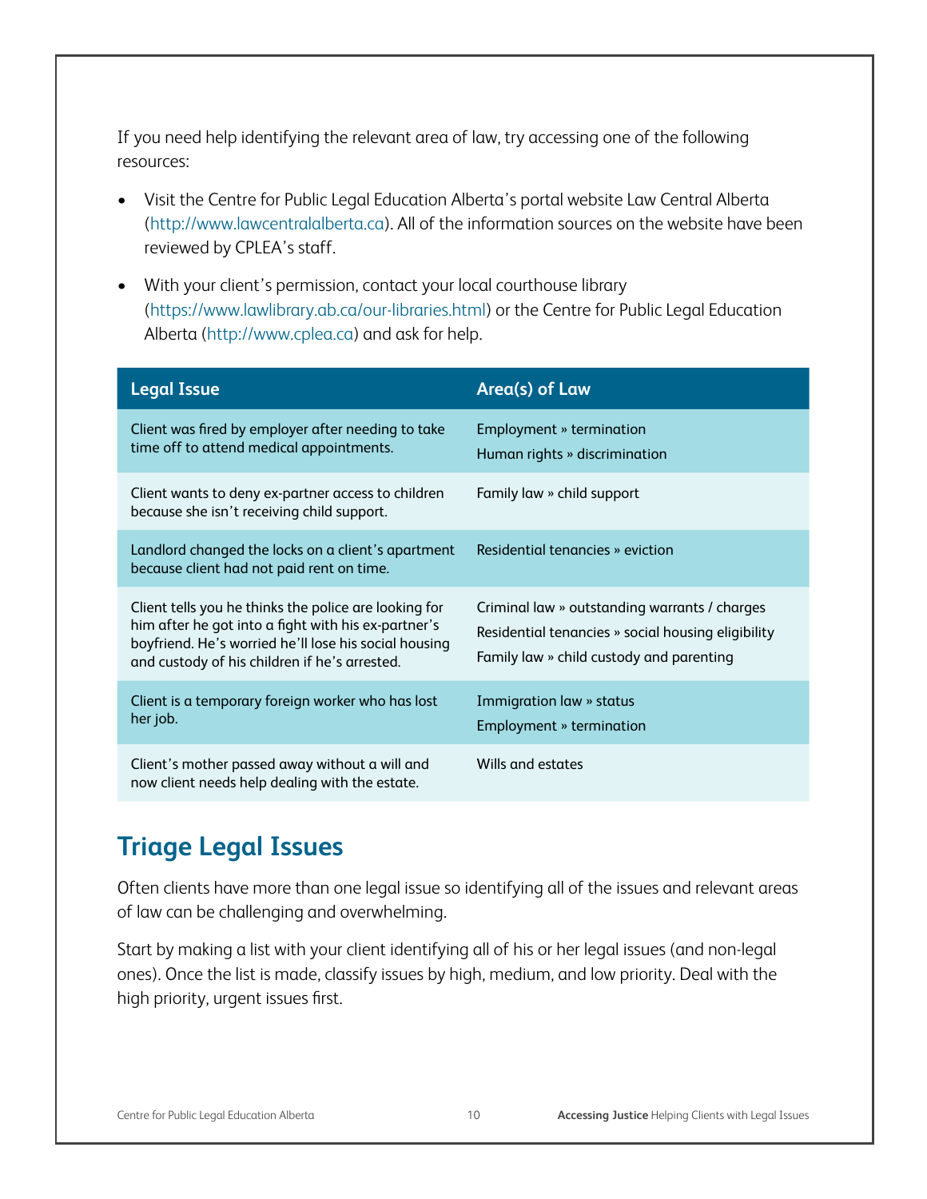If you need help identifying the relevant area of law, try accessing one of the following resources:

- Visit the Centre for Public Legal Education Alberta's portal website Law Central Alberta (http://www.lawcentralalberta.ca). All of the information sources on the website have been reviewed by CPLEA's staff.
- With your client's permission, contact your local courthouse library (https://www.lawlibrary.ab.ca/our-libraries.html) or the Centre for Public Legal Education Alberta (http://www.cplea.ca) and ask for help.

| Legal Issue | Area(s) of Law |
|---|---|
| Client was fired by employer after needing to take time off to attend medical appointments. | Employment » termination<br>Human rights » discrimination |
| Client wants to deny ex-partner access to children because she isn't receiving child support. | Family law » child support |
| Landlord changed the locks on a client's apartment because client had not paid rent on time. | Residential tenancies » eviction |
| Client tells you he thinks the police are looking for him after he got into a fight with his ex-partner's boyfriend. He's worried he'll lose his social housing and custody of his children if he's arrested. | Criminal law » outstanding warrants / charges<br>Residential tenancies » social housing eligibility<br>Family law » child custody and parenting |
| Client is a temporary foreign worker who has lost her job. | Immigration law » status<br>Employment » termination |
| Client's mother passed away without a will and now client needs help dealing with the estate. | Wills and estates |

## Triage Legal Issues

Often clients have more than one legal issue so identifying all of the issues and relevant areas of law can be challenging and overwhelming.

Start by making a list with your client identifying all of his or her legal issues (and non-legal ones). Once the list is made, classify issues by high, medium, and low priority. Deal with the high priority, urgent issues first.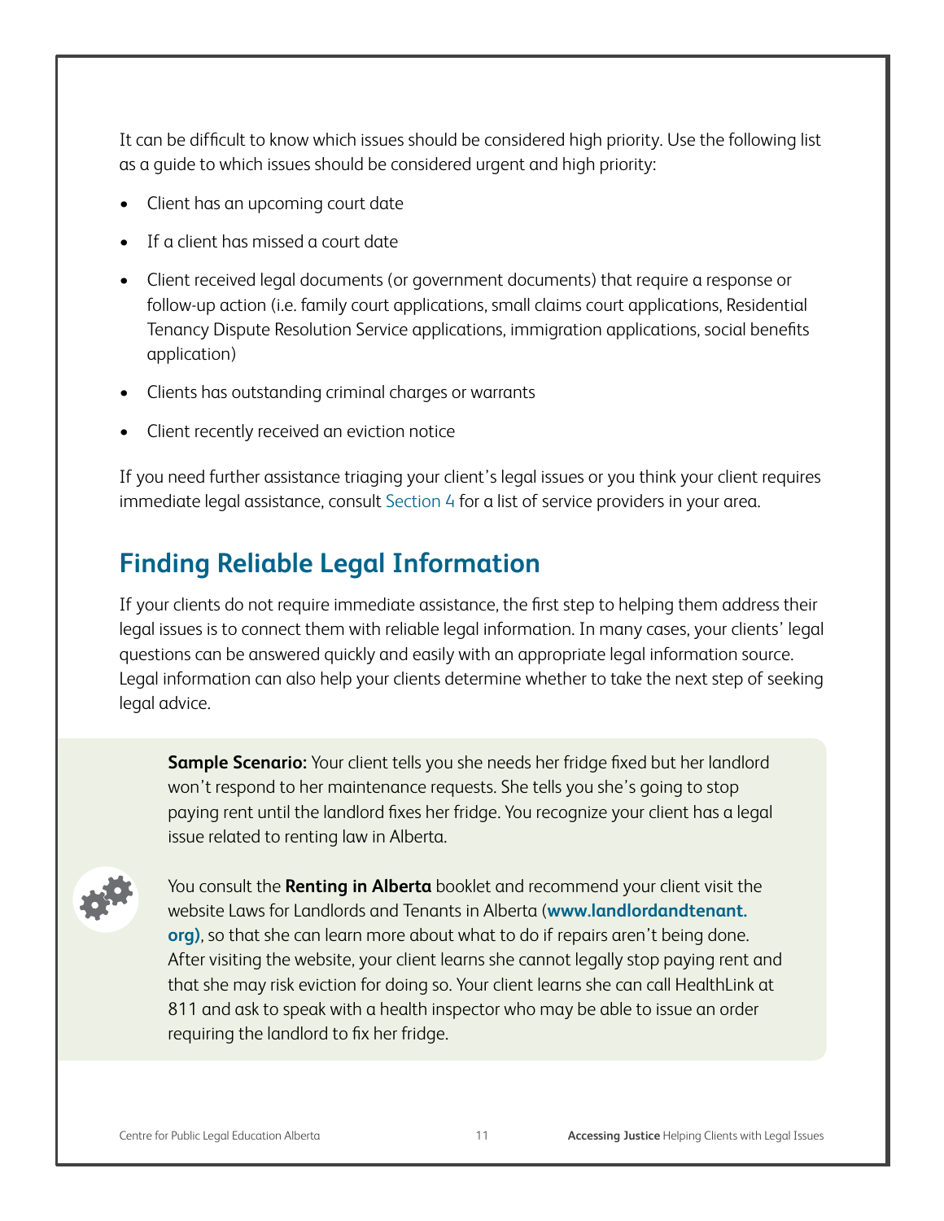It can be difficult to know which issues should be considered high priority. Use the following list as a guide to which issues should be considered urgent and high priority:

- Client has an upcoming court date
- If a client has missed a court date
- Client received legal documents (or government documents) that require a response or follow-up action (i.e. family court applications, small claims court applications, Residential Tenancy Dispute Resolution Service applications, immigration applications, social benefits application)
- Clients has outstanding criminal charges or warrants
- Client recently received an eviction notice

If you need further assistance triaging your client's legal issues or you think your client requires immediate legal assistance, consult Section 4 for a list of service providers in your area.

## Finding Reliable Legal Information

If your clients do not require immediate assistance, the first step to helping them address their legal issues is to connect them with reliable legal information. In many cases, your clients' legal questions can be answered quickly and easily with an appropriate legal information source. Legal information can also help your clients determine whether to take the next step of seeking legal advice.

**Sample Scenario:** Your client tells you she needs her fridge fixed but her landlord won't respond to her maintenance requests. She tells you she's going to stop paying rent until the landlord fixes her fridge. You recognize your client has a legal issue related to renting law in Alberta.

You consult the **Renting in Alberta** booklet and recommend your client visit the website Laws for Landlords and Tenants in Alberta (**www.landlordandtenant.org)**, so that she can learn more about what to do if repairs aren't being done. After visiting the website, your client learns she cannot legally stop paying rent and that she may risk eviction for doing so. Your client learns she can call HealthLink at 811 and ask to speak with a health inspector who may be able to issue an order requiring the landlord to fix her fridge.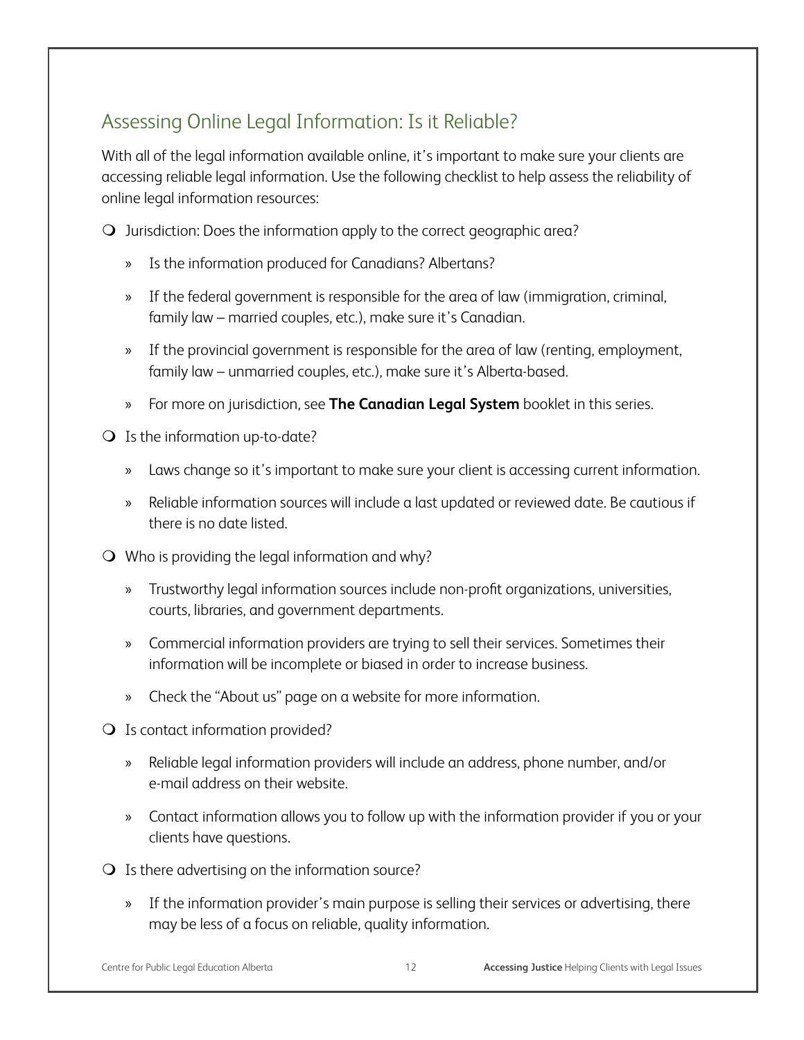## Assessing Online Legal Information: Is it Reliable?

With all of the legal information available online, it's important to make sure your clients are accessing reliable legal information. Use the following checklist to help assess the reliability of online legal information resources:

- ❍ Jurisdiction: Does the information apply to the correct geographic area?
  - Is the information produced for Canadians? Albertans?
  - If the federal government is responsible for the area of law (immigration, criminal, family law – married couples, etc.), make sure it's Canadian.
  - If the provincial government is responsible for the area of law (renting, employment, family law – unmarried couples, etc.), make sure it's Alberta-based.
  - For more on jurisdiction, see **The Canadian Legal System** booklet in this series.
- ❍ Is the information up-to-date?
  - Laws change so it's important to make sure your client is accessing current information.
  - Reliable information sources will include a last updated or reviewed date. Be cautious if there is no date listed.
- ❍ Who is providing the legal information and why?
  - Trustworthy legal information sources include non-profit organizations, universities, courts, libraries, and government departments.
  - Commercial information providers are trying to sell their services. Sometimes their information will be incomplete or biased in order to increase business.
  - Check the "About us" page on a website for more information.
- ❍ Is contact information provided?
  - Reliable legal information providers will include an address, phone number, and/or e-mail address on their website.
  - Contact information allows you to follow up with the information provider if you or your clients have questions.
- ❍ Is there advertising on the information source?
  - If the information provider's main purpose is selling their services or advertising, there may be less of a focus on reliable, quality information.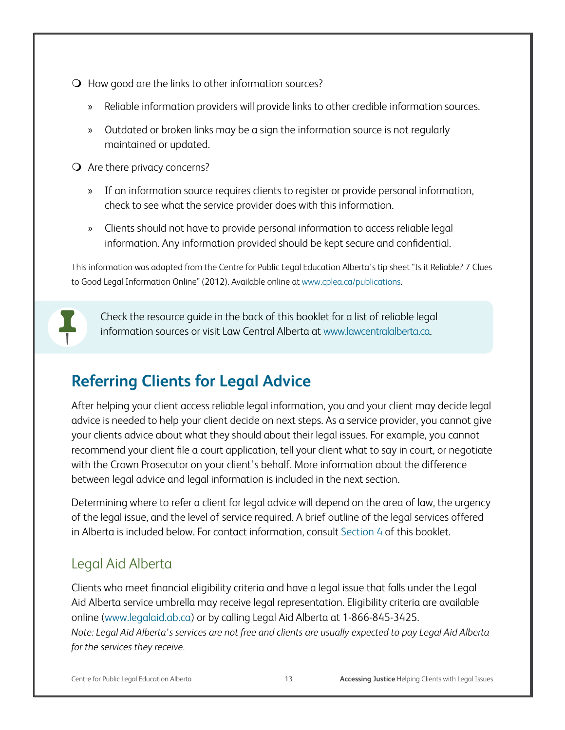- How good are the links to other information sources?
  - Reliable information providers will provide links to other credible information sources.
  - Outdated or broken links may be a sign the information source is not regularly maintained or updated.
- Are there privacy concerns?
  - If an information source requires clients to register or provide personal information, check to see what the service provider does with this information.
  - Clients should not have to provide personal information to access reliable legal information. Any information provided should be kept secure and confidential.

This information was adapted from the Centre for Public Legal Education Alberta's tip sheet "Is it Reliable? 7 Clues to Good Legal Information Online" (2012). Available online at www.cplea.ca/publications.

Check the resource guide in the back of this booklet for a list of reliable legal information sources or visit Law Central Alberta at www.lawcentralalberta.ca.

## Referring Clients for Legal Advice

After helping your client access reliable legal information, you and your client may decide legal advice is needed to help your client decide on next steps. As a service provider, you cannot give your clients advice about what they should about their legal issues. For example, you cannot recommend your client file a court application, tell your client what to say in court, or negotiate with the Crown Prosecutor on your client's behalf. More information about the difference between legal advice and legal information is included in the next section.

Determining where to refer a client for legal advice will depend on the area of law, the urgency of the legal issue, and the level of service required. A brief outline of the legal services offered in Alberta is included below. For contact information, consult Section 4 of this booklet.

### Legal Aid Alberta

Clients who meet financial eligibility criteria and have a legal issue that falls under the Legal Aid Alberta service umbrella may receive legal representation. Eligibility criteria are available online (www.legalaid.ab.ca) or by calling Legal Aid Alberta at 1-866-845-3425.
*Note: Legal Aid Alberta's services are not free and clients are usually expected to pay Legal Aid Alberta for the services they receive.*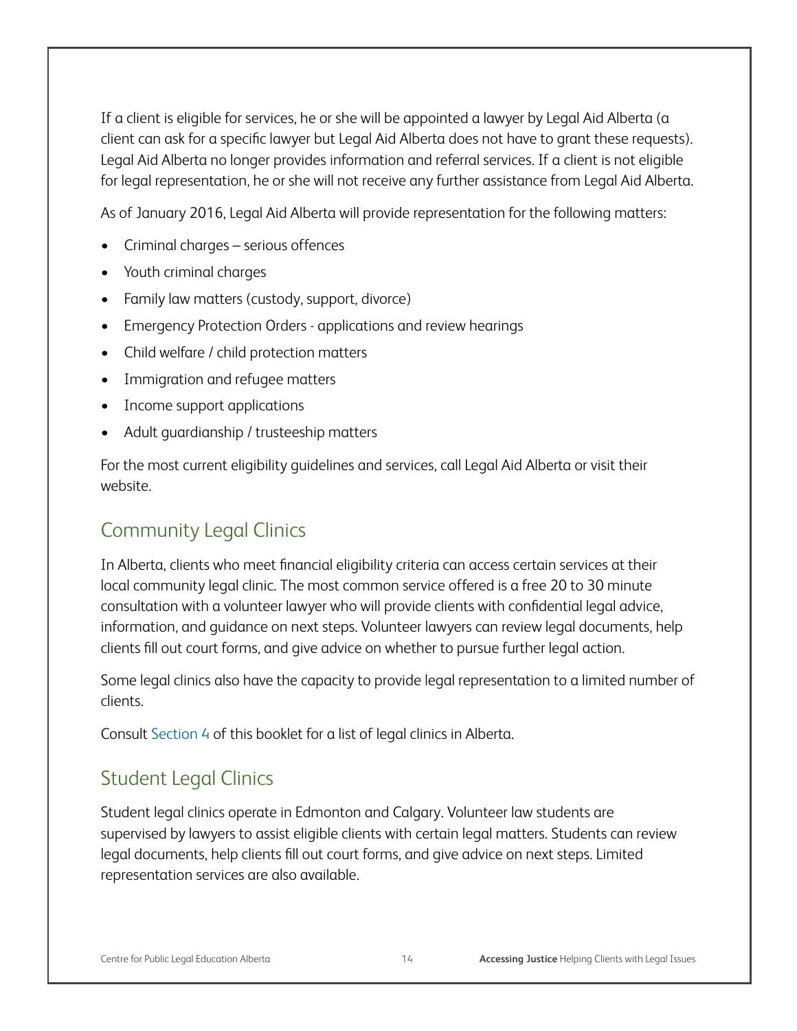If a client is eligible for services, he or she will be appointed a lawyer by Legal Aid Alberta (a client can ask for a specific lawyer but Legal Aid Alberta does not have to grant these requests). Legal Aid Alberta no longer provides information and referral services. If a client is not eligible for legal representation, he or she will not receive any further assistance from Legal Aid Alberta.

As of January 2016, Legal Aid Alberta will provide representation for the following matters:

- Criminal charges – serious offences
- Youth criminal charges
- Family law matters (custody, support, divorce)
- Emergency Protection Orders - applications and review hearings
- Child welfare / child protection matters
- Immigration and refugee matters
- Income support applications
- Adult guardianship / trusteeship matters

For the most current eligibility guidelines and services, call Legal Aid Alberta or visit their website.

## Community Legal Clinics

In Alberta, clients who meet financial eligibility criteria can access certain services at their local community legal clinic. The most common service offered is a free 20 to 30 minute consultation with a volunteer lawyer who will provide clients with confidential legal advice, information, and guidance on next steps. Volunteer lawyers can review legal documents, help clients fill out court forms, and give advice on whether to pursue further legal action.

Some legal clinics also have the capacity to provide legal representation to a limited number of clients.

Consult Section 4 of this booklet for a list of legal clinics in Alberta.

## Student Legal Clinics

Student legal clinics operate in Edmonton and Calgary. Volunteer law students are supervised by lawyers to assist eligible clients with certain legal matters. Students can review legal documents, help clients fill out court forms, and give advice on next steps. Limited representation services are also available.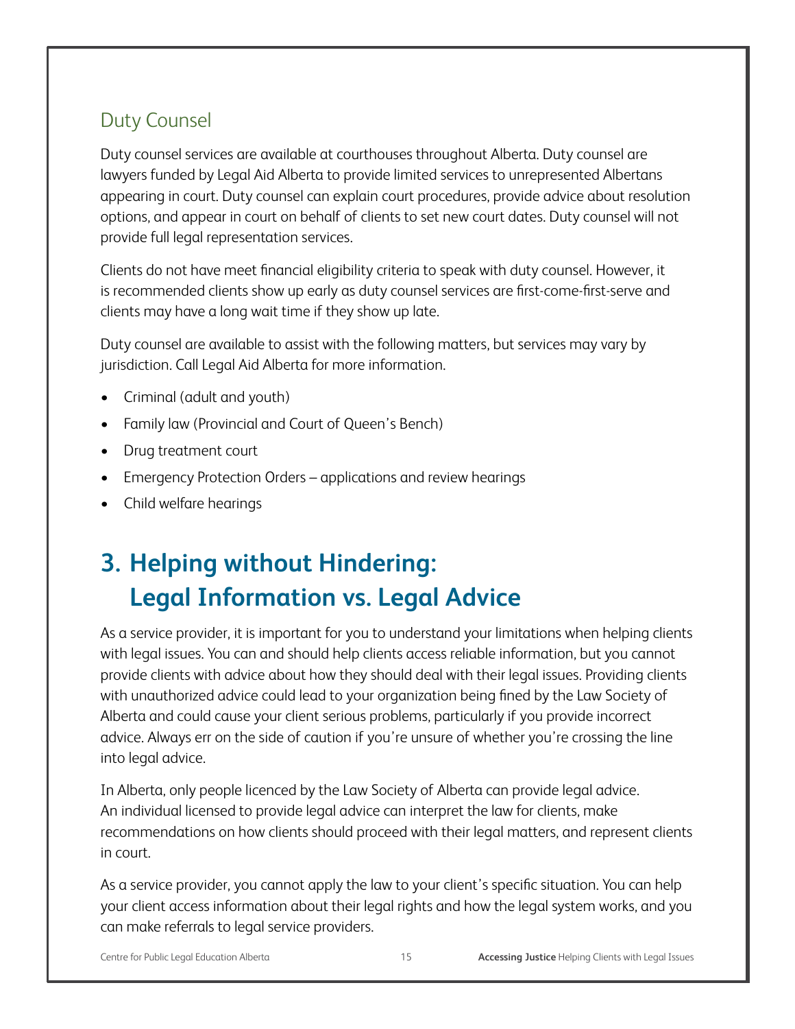## Duty Counsel

Duty counsel services are available at courthouses throughout Alberta. Duty counsel are lawyers funded by Legal Aid Alberta to provide limited services to unrepresented Albertans appearing in court. Duty counsel can explain court procedures, provide advice about resolution options, and appear in court on behalf of clients to set new court dates. Duty counsel will not provide full legal representation services.

Clients do not have meet financial eligibility criteria to speak with duty counsel. However, it is recommended clients show up early as duty counsel services are first-come-first-serve and clients may have a long wait time if they show up late.

Duty counsel are available to assist with the following matters, but services may vary by jurisdiction. Call Legal Aid Alberta for more information.

- Criminal (adult and youth)
- Family law (Provincial and Court of Queen's Bench)
- Drug treatment court
- Emergency Protection Orders – applications and review hearings
- Child welfare hearings

# 3. Helping without Hindering: Legal Information vs. Legal Advice

As a service provider, it is important for you to understand your limitations when helping clients with legal issues. You can and should help clients access reliable information, but you cannot provide clients with advice about how they should deal with their legal issues. Providing clients with unauthorized advice could lead to your organization being fined by the Law Society of Alberta and could cause your client serious problems, particularly if you provide incorrect advice. Always err on the side of caution if you're unsure of whether you're crossing the line into legal advice.

In Alberta, only people licenced by the Law Society of Alberta can provide legal advice. An individual licensed to provide legal advice can interpret the law for clients, make recommendations on how clients should proceed with their legal matters, and represent clients in court.

As a service provider, you cannot apply the law to your client's specific situation. You can help your client access information about their legal rights and how the legal system works, and you can make referrals to legal service providers.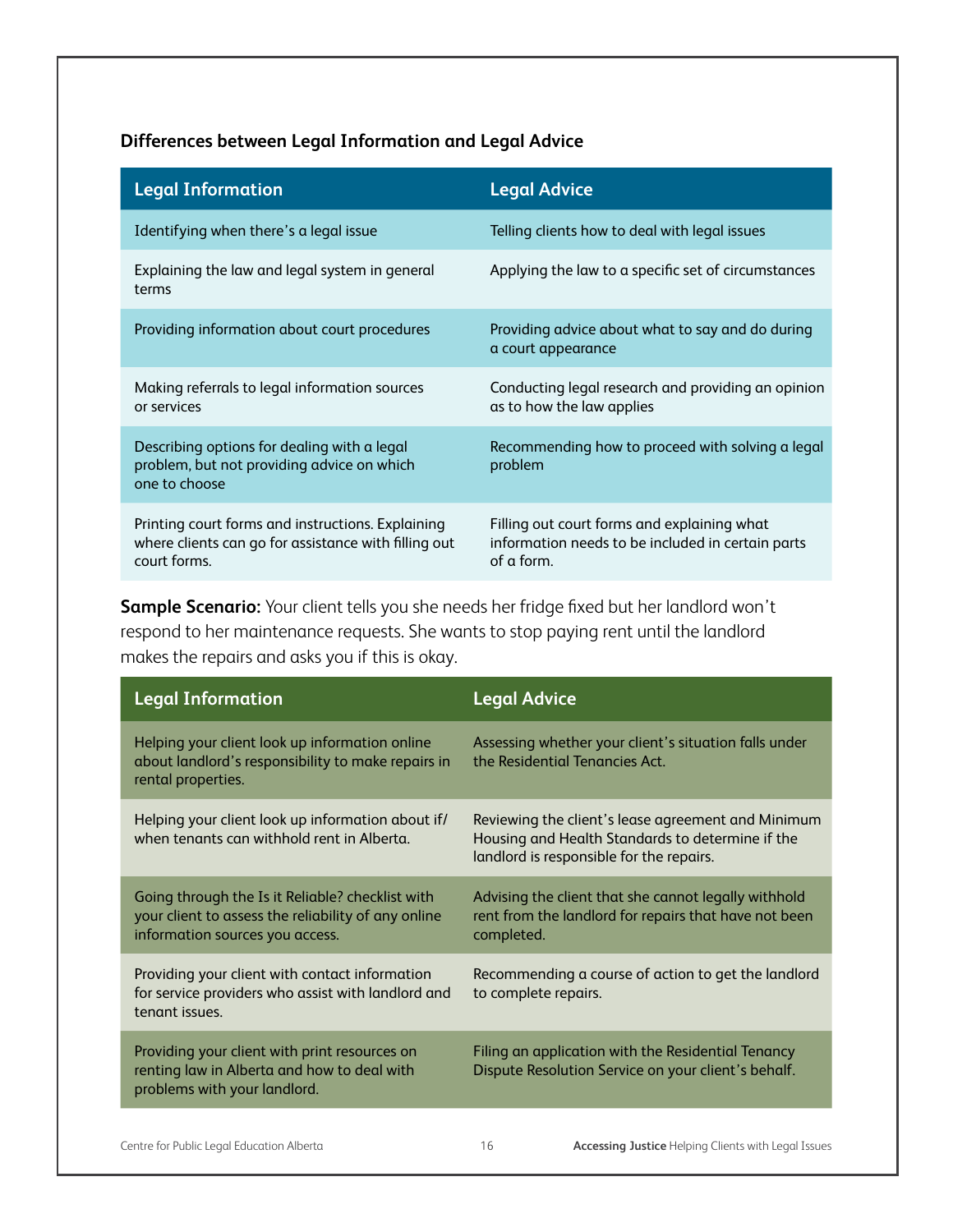### Differences between Legal Information and Legal Advice

| Legal Information | Legal Advice |
| --- | --- |
| Identifying when there's a legal issue | Telling clients how to deal with legal issues |
| Explaining the law and legal system in general terms | Applying the law to a specific set of circumstances |
| Providing information about court procedures | Providing advice about what to say and do during a court appearance |
| Making referrals to legal information sources or services | Conducting legal research and providing an opinion as to how the law applies |
| Describing options for dealing with a legal problem, but not providing advice on which one to choose | Recommending how to proceed with solving a legal problem |
| Printing court forms and instructions. Explaining where clients can go for assistance with filling out court forms. | Filling out court forms and explaining what information needs to be included in certain parts of a form. |

**Sample Scenario:** Your client tells you she needs her fridge fixed but her landlord won't respond to her maintenance requests. She wants to stop paying rent until the landlord makes the repairs and asks you if this is okay.

| Legal Information | Legal Advice |
| --- | --- |
| Helping your client look up information online about landlord's responsibility to make repairs in rental properties. | Assessing whether your client's situation falls under the Residential Tenancies Act. |
| Helping your client look up information about if/when tenants can withhold rent in Alberta. | Reviewing the client's lease agreement and Minimum Housing and Health Standards to determine if the landlord is responsible for the repairs. |
| Going through the Is it Reliable? checklist with your client to assess the reliability of any online information sources you access. | Advising the client that she cannot legally withhold rent from the landlord for repairs that have not been completed. |
| Providing your client with contact information for service providers who assist with landlord and tenant issues. | Recommending a course of action to get the landlord to complete repairs. |
| Providing your client with print resources on renting law in Alberta and how to deal with problems with your landlord. | Filing an application with the Residential Tenancy Dispute Resolution Service on your client's behalf. |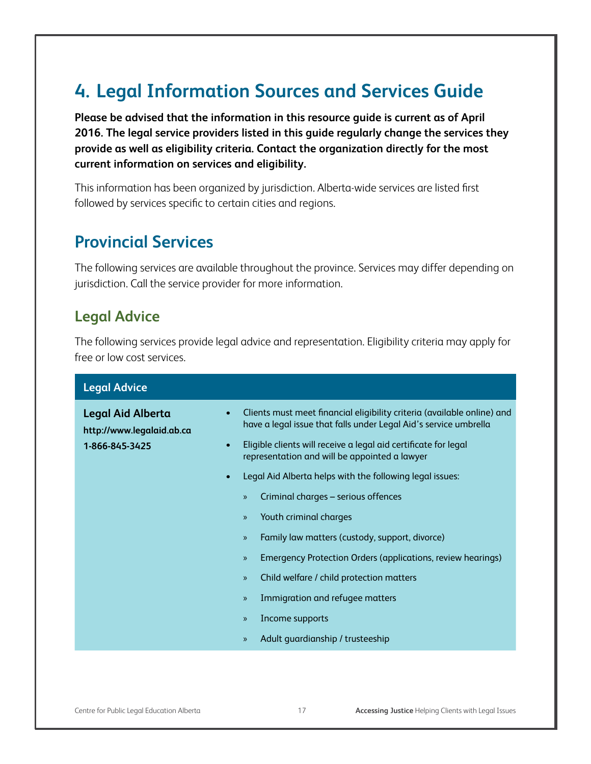# 4. Legal Information Sources and Services Guide

**Please be advised that the information in this resource guide is current as of April 2016. The legal service providers listed in this guide regularly change the services they provide as well as eligibility criteria. Contact the organization directly for the most current information on services and eligibility.**

This information has been organized by jurisdiction. Alberta-wide services are listed first followed by services specific to certain cities and regions.

## Provincial Services

The following services are available throughout the province. Services may differ depending on jurisdiction. Call the service provider for more information.

### Legal Advice

The following services provide legal advice and representation. Eligibility criteria may apply for free or low cost services.

| Legal Advice | |
|---|---|
| **Legal Aid Alberta**<br>**http://www.legalaid.ab.ca**<br>**1-866-845-3425** | • Clients must meet financial eligibility criteria (available online) and have a legal issue that falls under Legal Aid's service umbrella<br>• Eligible clients will receive a legal aid certificate for legal representation and will be appointed a lawyer<br>• Legal Aid Alberta helps with the following legal issues:<br>» Criminal charges – serious offences<br>» Youth criminal charges<br>» Family law matters (custody, support, divorce)<br>» Emergency Protection Orders (applications, review hearings)<br>» Child welfare / child protection matters<br>» Immigration and refugee matters<br>» Income supports<br>» Adult guardianship / trusteeship |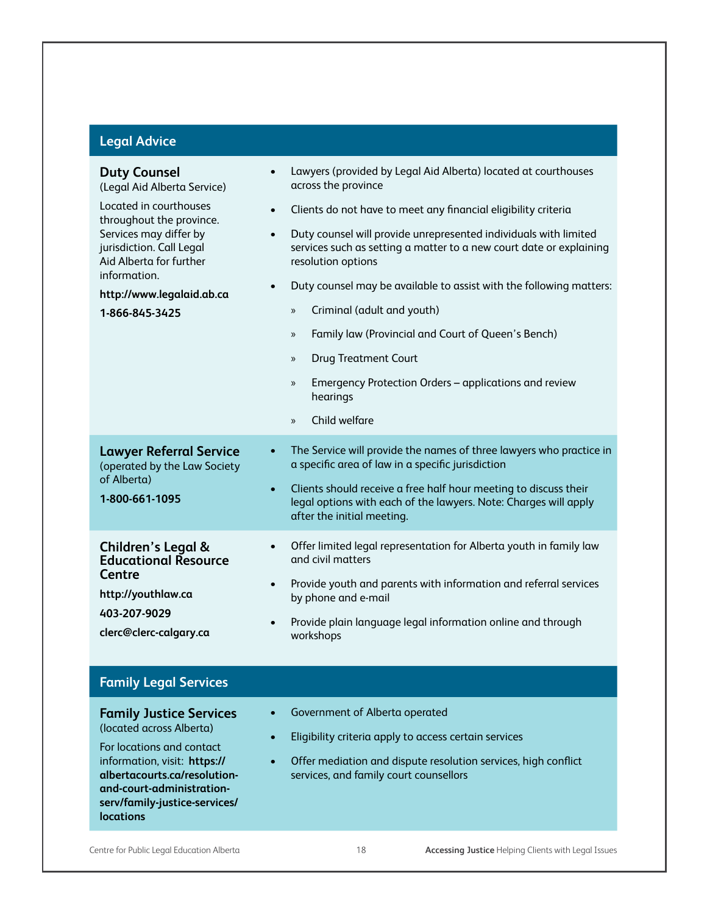## Legal Advice

### Duty Counsel

(Legal Aid Alberta Service)

Located in courthouses throughout the province. Services may differ by jurisdiction. Call Legal Aid Alberta for further information.

**http://www.legalaid.ab.ca**

**1-866-845-3425**

- Lawyers (provided by Legal Aid Alberta) located at courthouses across the province
- Clients do not have to meet any financial eligibility criteria
- Duty counsel will provide unrepresented individuals with limited services such as setting a matter to a new court date or explaining resolution options
- Duty counsel may be available to assist with the following matters:
  - Criminal (adult and youth)
  - Family law (Provincial and Court of Queen's Bench)
  - Drug Treatment Court
  - Emergency Protection Orders – applications and review hearings
  - Child welfare

### Lawyer Referral Service

(operated by the Law Society of Alberta)

**1-800-661-1095**

- The Service will provide the names of three lawyers who practice in a specific area of law in a specific jurisdiction
- Clients should receive a free half hour meeting to discuss their legal options with each of the lawyers. Note: Charges will apply after the initial meeting.

### Children's Legal & Educational Resource Centre

**http://youthlaw.ca**

**403-207-9029**

**clerc@clerc-calgary.ca**

- Offer limited legal representation for Alberta youth in family law and civil matters
- Provide youth and parents with information and referral services by phone and e-mail
- Provide plain language legal information online and through workshops

## Family Legal Services

### Family Justice Services

(located across Alberta)

For locations and contact information, visit: **https://albertacourts.ca/resolution-and-court-administration-serv/family-justice-services/locations**

- Government of Alberta operated
- Eligibility criteria apply to access certain services
- Offer mediation and dispute resolution services, high conflict services, and family court counsellors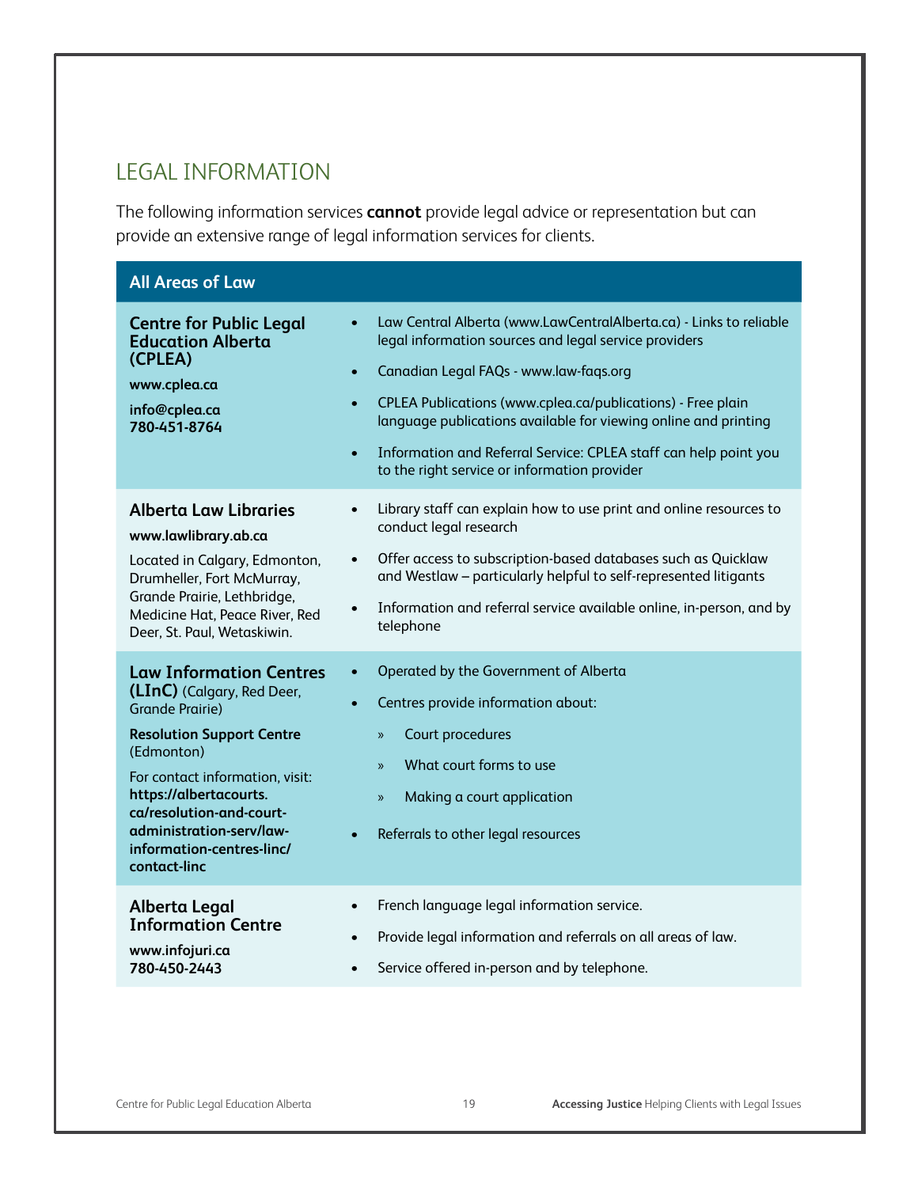## LEGAL INFORMATION

The following information services **cannot** provide legal advice or representation but can provide an extensive range of legal information services for clients.

| All Areas of Law | |
|---|---|
| **Centre for Public Legal Education Alberta (CPLEA)**<br>**www.cplea.ca**<br>**info@cplea.ca**<br>**780-451-8764** | • Law Central Alberta (www.LawCentralAlberta.ca) - Links to reliable legal information sources and legal service providers<br>• Canadian Legal FAQs - www.law-faqs.org<br>• CPLEA Publications (www.cplea.ca/publications) - Free plain language publications available for viewing online and printing<br>• Information and Referral Service: CPLEA staff can help point you to the right service or information provider |
| **Alberta Law Libraries**<br>**www.lawlibrary.ab.ca**<br>Located in Calgary, Edmonton, Drumheller, Fort McMurray, Grande Prairie, Lethbridge, Medicine Hat, Peace River, Red Deer, St. Paul, Wetaskiwin. | • Library staff can explain how to use print and online resources to conduct legal research<br>• Offer access to subscription-based databases such as Quicklaw and Westlaw – particularly helpful to self-represented litigants<br>• Information and referral service available online, in-person, and by telephone |
| **Law Information Centres (LInC)** (Calgary, Red Deer, Grande Prairie)<br>**Resolution Support Centre** (Edmonton)<br>For contact information, visit: **https://albertacourts.ca/resolution-and-court-administration-serv/law-information-centres-linc/contact-linc** | • Operated by the Government of Alberta<br>• Centres provide information about:<br>» Court procedures<br>» What court forms to use<br>» Making a court application<br>• Referrals to other legal resources |
| **Alberta Legal Information Centre**<br>**www.infojuri.ca**<br>**780-450-2443** | • French language legal information service.<br>• Provide legal information and referrals on all areas of law.<br>• Service offered in-person and by telephone. |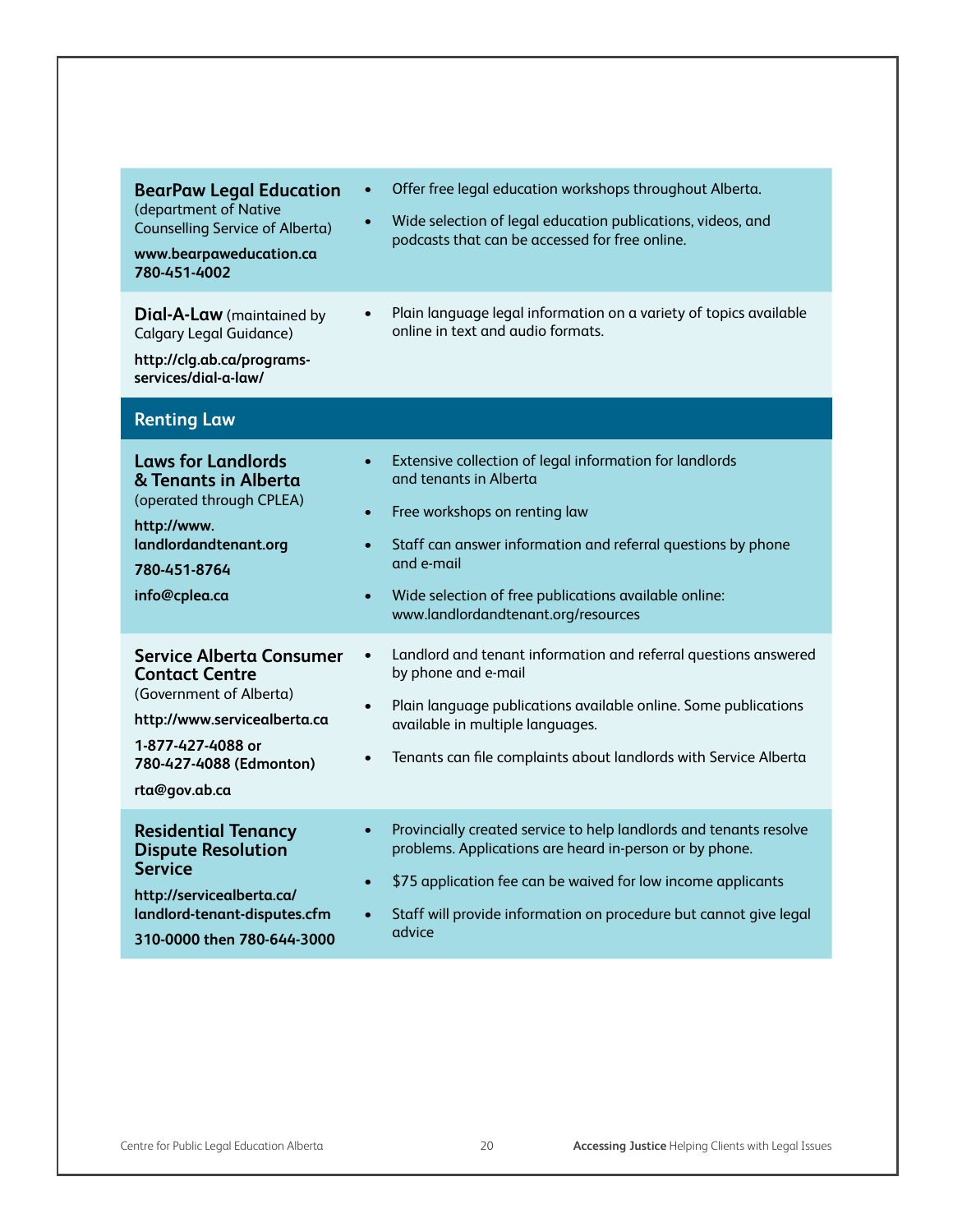| | |
|---|---|
| **BearPaw Legal Education** (department of Native Counselling Service of Alberta)<br>**www.bearpaweducation.ca**<br>**780-451-4002** | • Offer free legal education workshops throughout Alberta.<br>• Wide selection of legal education publications, videos, and podcasts that can be accessed for free online. |
| **Dial-A-Law** (maintained by Calgary Legal Guidance)<br>**http://clg.ab.ca/programs-services/dial-a-law/** | • Plain language legal information on a variety of topics available online in text and audio formats. |

## Renting Law

| | |
|---|---|
| **Laws for Landlords & Tenants in Alberta** (operated through CPLEA)<br>**http://www.landlordandtenant.org**<br>**780-451-8764**<br>**info@cplea.ca** | • Extensive collection of legal information for landlords and tenants in Alberta<br>• Free workshops on renting law<br>• Staff can answer information and referral questions by phone and e-mail<br>• Wide selection of free publications available online: www.landlordandtenant.org/resources |
| **Service Alberta Consumer Contact Centre** (Government of Alberta)<br>**http://www.servicealberta.ca**<br>**1-877-427-4088 or 780-427-4088 (Edmonton)**<br>**rta@gov.ab.ca** | • Landlord and tenant information and referral questions answered by phone and e-mail<br>• Plain language publications available online. Some publications available in multiple languages.<br>• Tenants can file complaints about landlords with Service Alberta |
| **Residential Tenancy Dispute Resolution Service**<br>**http://servicealberta.ca/landlord-tenant-disputes.cfm**<br>**310-0000 then 780-644-3000** | • Provincially created service to help landlords and tenants resolve problems. Applications are heard in-person or by phone.<br>• $75 application fee can be waived for low income applicants<br>• Staff will provide information on procedure but cannot give legal advice |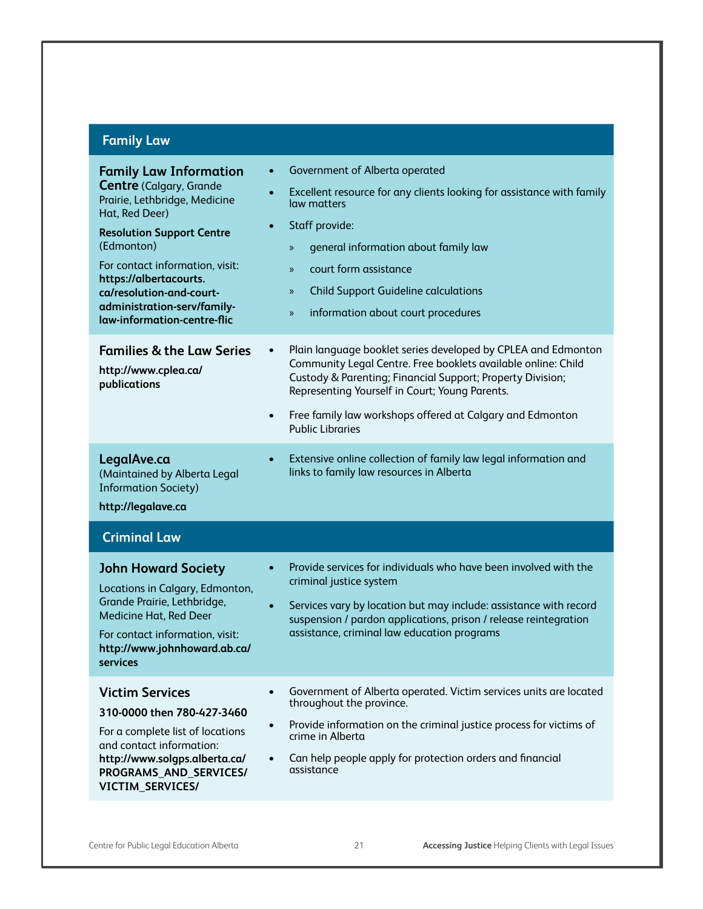## Family Law

| | |
|---|---|
| **Family Law Information Centre** (Calgary, Grande Prairie, Lethbridge, Medicine Hat, Red Deer)<br><br>**Resolution Support Centre** (Edmonton)<br><br>For contact information, visit: **https://albertacourts.ca/resolution-and-court-administration-serv/family-law-information-centre-flic** | • Government of Alberta operated<br>• Excellent resource for any clients looking for assistance with family law matters<br>• Staff provide:<br>  » general information about family law<br>  » court form assistance<br>  » Child Support Guideline calculations<br>  » information about court procedures |
| **Families & the Law Series**<br><br>**http://www.cplea.ca/publications** | • Plain language booklet series developed by CPLEA and Edmonton Community Legal Centre. Free booklets available online: Child Custody & Parenting; Financial Support; Property Division; Representing Yourself in Court; Young Parents.<br>• Free family law workshops offered at Calgary and Edmonton Public Libraries |
| **LegalAve.ca**<br>(Maintained by Alberta Legal Information Society)<br><br>**http://legalave.ca** | • Extensive online collection of family law legal information and links to family law resources in Alberta |

## Criminal Law

| | |
|---|---|
| **John Howard Society**<br><br>Locations in Calgary, Edmonton, Grande Prairie, Lethbridge, Medicine Hat, Red Deer<br><br>For contact information, visit: **http://www.johnhoward.ab.ca/services** | • Provide services for individuals who have been involved with the criminal justice system<br>• Services vary by location but may include: assistance with record suspension / pardon applications, prison / release reintegration assistance, criminal law education programs |
| **Victim Services**<br><br>**310-0000 then 780-427-3460**<br><br>For a complete list of locations and contact information: **http://www.solgps.alberta.ca/PROGRAMS_AND_SERVICES/VICTIM_SERVICES/** | • Government of Alberta operated. Victim services units are located throughout the province.<br>• Provide information on the criminal justice process for victims of crime in Alberta<br>• Can help people apply for protection orders and financial assistance |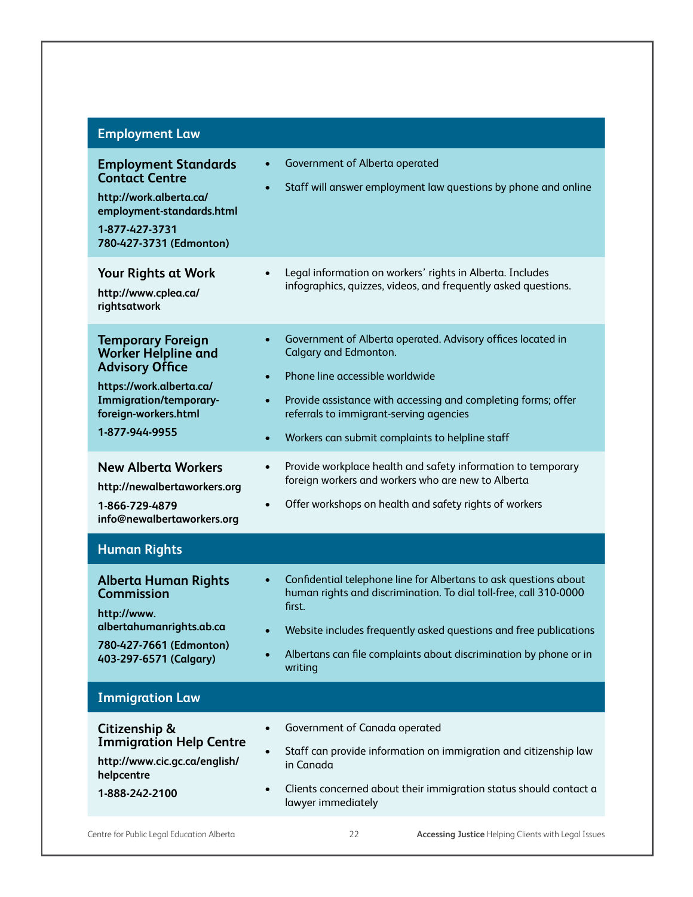## Employment Law

### Employment Standards Contact Centre

**http://work.alberta.ca/employment-standards.html**

**1-877-427-3731**
**780-427-3731 (Edmonton)**

- Government of Alberta operated
- Staff will answer employment law questions by phone and online

### Your Rights at Work

**http://www.cplea.ca/rightsatwork**

- Legal information on workers' rights in Alberta. Includes infographics, quizzes, videos, and frequently asked questions.

### Temporary Foreign Worker Helpline and Advisory Office

**https://work.alberta.ca/Immigration/temporary-foreign-workers.html**

**1-877-944-9955**

- Government of Alberta operated. Advisory offices located in Calgary and Edmonton.
- Phone line accessible worldwide
- Provide assistance with accessing and completing forms; offer referrals to immigrant-serving agencies
- Workers can submit complaints to helpline staff

### New Alberta Workers

**http://newalbertaworkers.org**

**1-866-729-4879**
**info@newalbertaworkers.org**

- Provide workplace health and safety information to temporary foreign workers and workers who are new to Alberta
- Offer workshops on health and safety rights of workers

## Human Rights

### Alberta Human Rights Commission

**http://www.albertahumanrights.ab.ca**

**780-427-7661 (Edmonton)**
**403-297-6571 (Calgary)**

- Confidential telephone line for Albertans to ask questions about human rights and discrimination. To dial toll-free, call 310-0000 first.
- Website includes frequently asked questions and free publications
- Albertans can file complaints about discrimination by phone or in writing

## Immigration Law

### Citizenship & Immigration Help Centre

**http://www.cic.gc.ca/english/helpcentre**

**1-888-242-2100**

- Government of Canada operated
- Staff can provide information on immigration and citizenship law in Canada
- Clients concerned about their immigration status should contact a lawyer immediately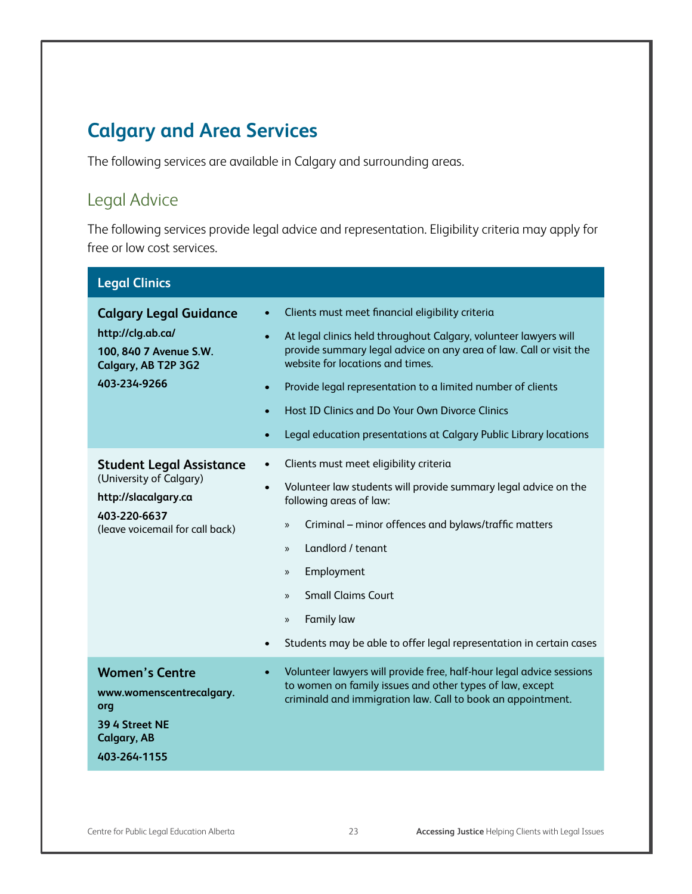# Calgary and Area Services

The following services are available in Calgary and surrounding areas.

## Legal Advice

The following services provide legal advice and representation. Eligibility criteria may apply for free or low cost services.

| Legal Clinics | |
|---|---|
| **Calgary Legal Guidance**<br>**http://clg.ab.ca/**<br>**100, 840 7 Avenue S.W.**<br>**Calgary, AB T2P 3G2**<br>**403-234-9266** | • Clients must meet financial eligibility criteria<br>• At legal clinics held throughout Calgary, volunteer lawyers will provide summary legal advice on any area of law. Call or visit the website for locations and times.<br>• Provide legal representation to a limited number of clients<br>• Host ID Clinics and Do Your Own Divorce Clinics<br>• Legal education presentations at Calgary Public Library locations |
| **Student Legal Assistance**<br>(University of Calgary)<br>**http://slacalgary.ca**<br>**403-220-6637**<br>(leave voicemail for call back) | • Clients must meet eligibility criteria<br>• Volunteer law students will provide summary legal advice on the following areas of law:<br>» Criminal – minor offences and bylaws/traffic matters<br>» Landlord / tenant<br>» Employment<br>» Small Claims Court<br>» Family law<br>• Students may be able to offer legal representation in certain cases |
| **Women's Centre**<br>**www.womenscentrecalgary.org**<br>**39 4 Street NE**<br>**Calgary, AB**<br>**403-264-1155** | • Volunteer lawyers will provide free, half-hour legal advice sessions to women on family issues and other types of law, except criminald and immigration law. Call to book an appointment. |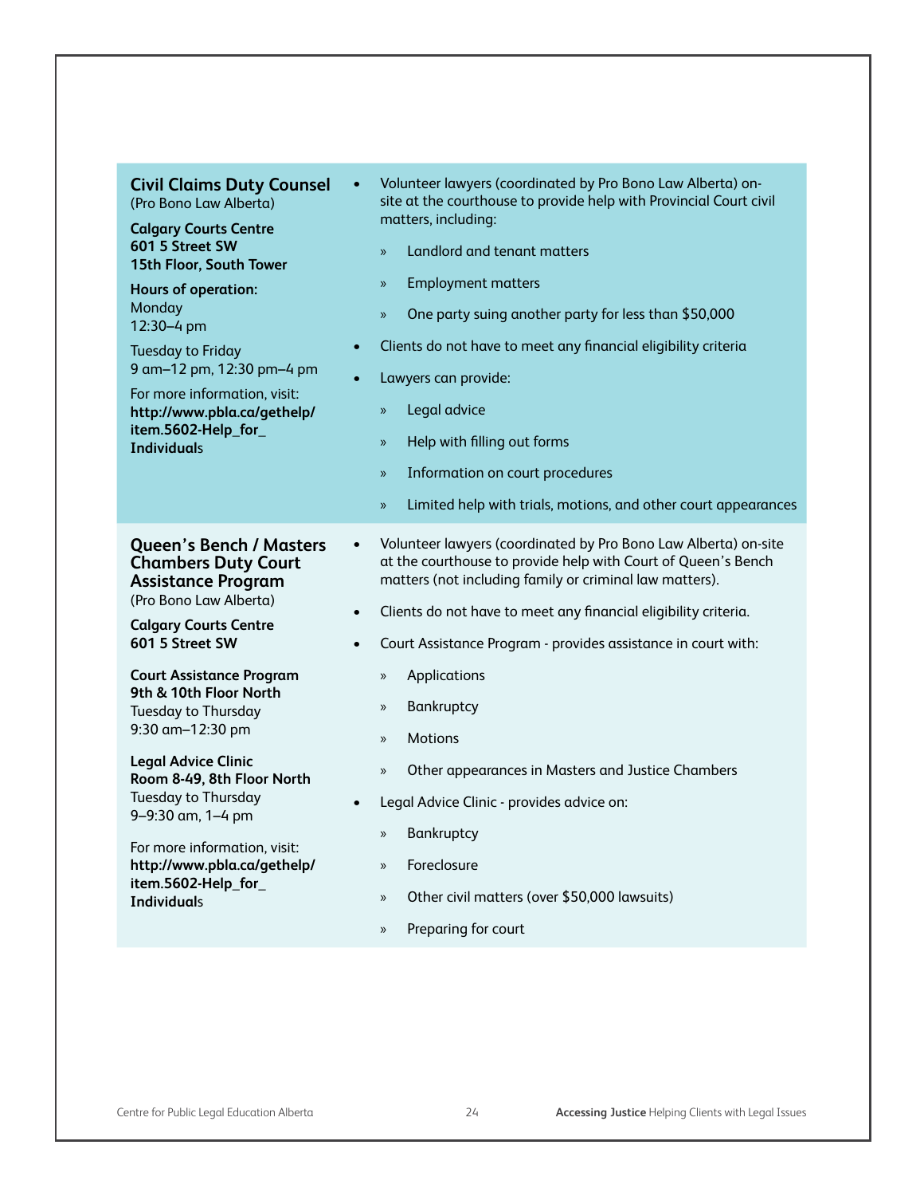| | |
|---|---|
| **Civil Claims Duty Counsel**<br>(Pro Bono Law Alberta)<br><br>**Calgary Courts Centre**<br>**601 5 Street SW**<br>**15th Floor, South Tower**<br><br>**Hours of operation:**<br>Monday<br>12:30–4 pm<br><br>Tuesday to Friday<br>9 am–12 pm, 12:30 pm–4 pm<br><br>For more information, visit:<br>**http://www.pbla.ca/gethelp/item.5602-Help_for_Individuals** | • Volunteer lawyers (coordinated by Pro Bono Law Alberta) on-site at the courthouse to provide help with Provincial Court civil matters, including:<br>» Landlord and tenant matters<br>» Employment matters<br>» One party suing another party for less than $50,000<br>• Clients do not have to meet any financial eligibility criteria<br>• Lawyers can provide:<br>» Legal advice<br>» Help with filling out forms<br>» Information on court procedures<br>» Limited help with trials, motions, and other court appearances |
| **Queen's Bench / Masters Chambers Duty Court Assistance Program**<br>(Pro Bono Law Alberta)<br><br>**Calgary Courts Centre**<br>**601 5 Street SW**<br><br>**Court Assistance Program**<br>**9th & 10th Floor North**<br>Tuesday to Thursday<br>9:30 am–12:30 pm<br><br>**Legal Advice Clinic**<br>**Room 8-49, 8th Floor North**<br>Tuesday to Thursday<br>9–9:30 am, 1–4 pm<br><br>For more information, visit:<br>**http://www.pbla.ca/gethelp/item.5602-Help_for_Individuals** | • Volunteer lawyers (coordinated by Pro Bono Law Alberta) on-site at the courthouse to provide help with Court of Queen's Bench matters (not including family or criminal law matters).<br>• Clients do not have to meet any financial eligibility criteria.<br>• Court Assistance Program - provides assistance in court with:<br>» Applications<br>» Bankruptcy<br>» Motions<br>» Other appearances in Masters and Justice Chambers<br>• Legal Advice Clinic - provides advice on:<br>» Bankruptcy<br>» Foreclosure<br>» Other civil matters (over $50,000 lawsuits)<br>» Preparing for court |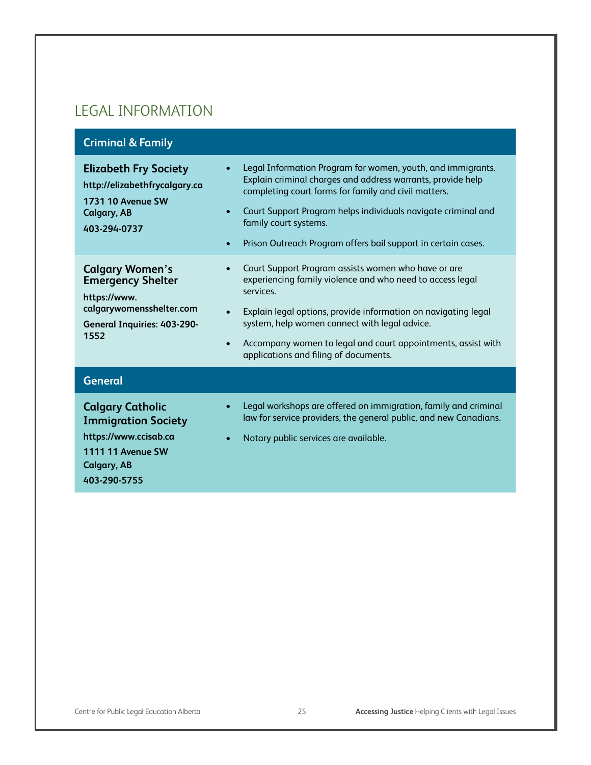## LEGAL INFORMATION

### Criminal & Family

**Elizabeth Fry Society**
**http://elizabethfrycalgary.ca**
**1731 10 Avenue SW**
**Calgary, AB**
**403-294-0737**

- Legal Information Program for women, youth, and immigrants. Explain criminal charges and address warrants, provide help completing court forms for family and civil matters.
- Court Support Program helps individuals navigate criminal and family court systems.
- Prison Outreach Program offers bail support in certain cases.

**Calgary Women's Emergency Shelter**
**https://www.calgarywomensshelter.com**
**General Inquiries: 403-290-1552**

- Court Support Program assists women who have or are experiencing family violence and who need to access legal services.
- Explain legal options, provide information on navigating legal system, help women connect with legal advice.
- Accompany women to legal and court appointments, assist with applications and filing of documents.

### General

**Calgary Catholic Immigration Society**
**https://www.ccisab.ca**
**1111 11 Avenue SW**
**Calgary, AB**
**403-290-5755**

- Legal workshops are offered on immigration, family and criminal law for service providers, the general public, and new Canadians.
- Notary public services are available.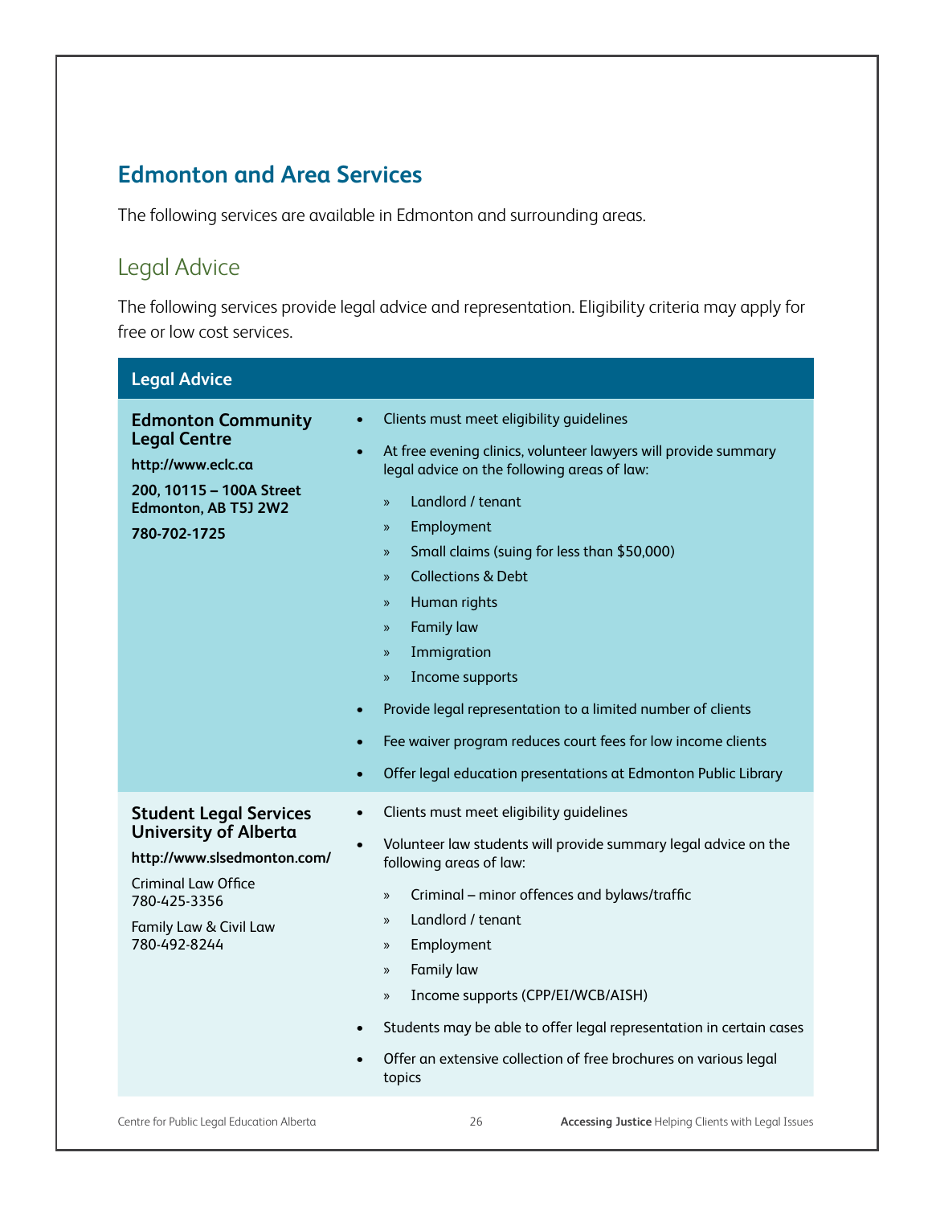## Edmonton and Area Services

The following services are available in Edmonton and surrounding areas.

### Legal Advice

The following services provide legal advice and representation. Eligibility criteria may apply for free or low cost services.

| Legal Advice | |
|---|---|
| **Edmonton Community Legal Centre**<br>**http://www.eclc.ca**<br>**200, 10115 – 100A Street Edmonton, AB T5J 2W2**<br>**780-702-1725** | • Clients must meet eligibility guidelines<br>• At free evening clinics, volunteer lawyers will provide summary legal advice on the following areas of law:<br>» Landlord / tenant<br>» Employment<br>» Small claims (suing for less than $50,000)<br>» Collections & Debt<br>» Human rights<br>» Family law<br>» Immigration<br>» Income supports<br>• Provide legal representation to a limited number of clients<br>• Fee waiver program reduces court fees for low income clients<br>• Offer legal education presentations at Edmonton Public Library |
| **Student Legal Services University of Alberta**<br>**http://www.slsedmonton.com/**<br>Criminal Law Office<br>780-425-3356<br>Family Law & Civil Law<br>780-492-8244 | • Clients must meet eligibility guidelines<br>• Volunteer law students will provide summary legal advice on the following areas of law:<br>» Criminal – minor offences and bylaws/traffic<br>» Landlord / tenant<br>» Employment<br>» Family law<br>» Income supports (CPP/EI/WCB/AISH)<br>• Students may be able to offer legal representation in certain cases<br>• Offer an extensive collection of free brochures on various legal topics |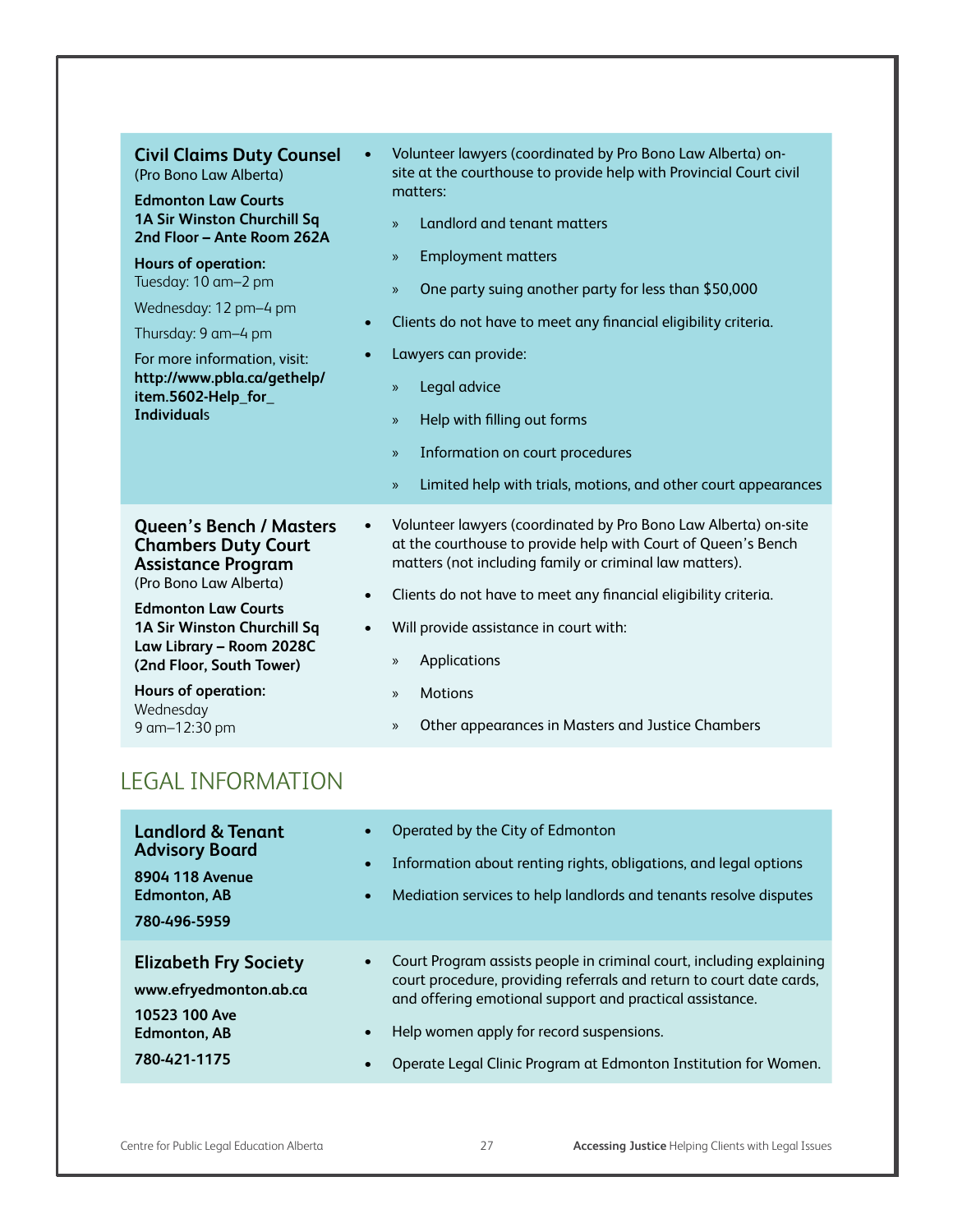**Civil Claims Duty Counsel**
(Pro Bono Law Alberta)

**Edmonton Law Courts**
**1A Sir Winston Churchill Sq**
**2nd Floor – Ante Room 262A**

**Hours of operation:**
Tuesday: 10 am–2 pm

Wednesday: 12 pm–4 pm

Thursday: 9 am–4 pm

For more information, visit: **http://www.pbla.ca/gethelp/item.5602-Help_for_Individuals**

- Volunteer lawyers (coordinated by Pro Bono Law Alberta) on-site at the courthouse to provide help with Provincial Court civil matters:
  - Landlord and tenant matters
  - Employment matters
  - One party suing another party for less than $50,000
- Clients do not have to meet any financial eligibility criteria.
- Lawyers can provide:
  - Legal advice
  - Help with filling out forms
  - Information on court procedures
  - Limited help with trials, motions, and other court appearances

**Queen's Bench / Masters Chambers Duty Court Assistance Program**
(Pro Bono Law Alberta)

**Edmonton Law Courts**
**1A Sir Winston Churchill Sq**
**Law Library – Room 2028C**
**(2nd Floor, South Tower)**

**Hours of operation:**
Wednesday
9 am–12:30 pm

- Volunteer lawyers (coordinated by Pro Bono Law Alberta) on-site at the courthouse to provide help with Court of Queen's Bench matters (not including family or criminal law matters).
- Clients do not have to meet any financial eligibility criteria.
- Will provide assistance in court with:
  - Applications
  - Motions
  - Other appearances in Masters and Justice Chambers

## LEGAL INFORMATION

**Landlord & Tenant Advisory Board**

**8904 118 Avenue**
**Edmonton, AB**

**780-496-5959**

- Operated by the City of Edmonton
- Information about renting rights, obligations, and legal options
- Mediation services to help landlords and tenants resolve disputes

**Elizabeth Fry Society**

**www.efryedmonton.ab.ca**

**10523 100 Ave**
**Edmonton, AB**

**780-421-1175**

- Court Program assists people in criminal court, including explaining court procedure, providing referrals and return to court date cards, and offering emotional support and practical assistance.
- Help women apply for record suspensions.
- Operate Legal Clinic Program at Edmonton Institution for Women.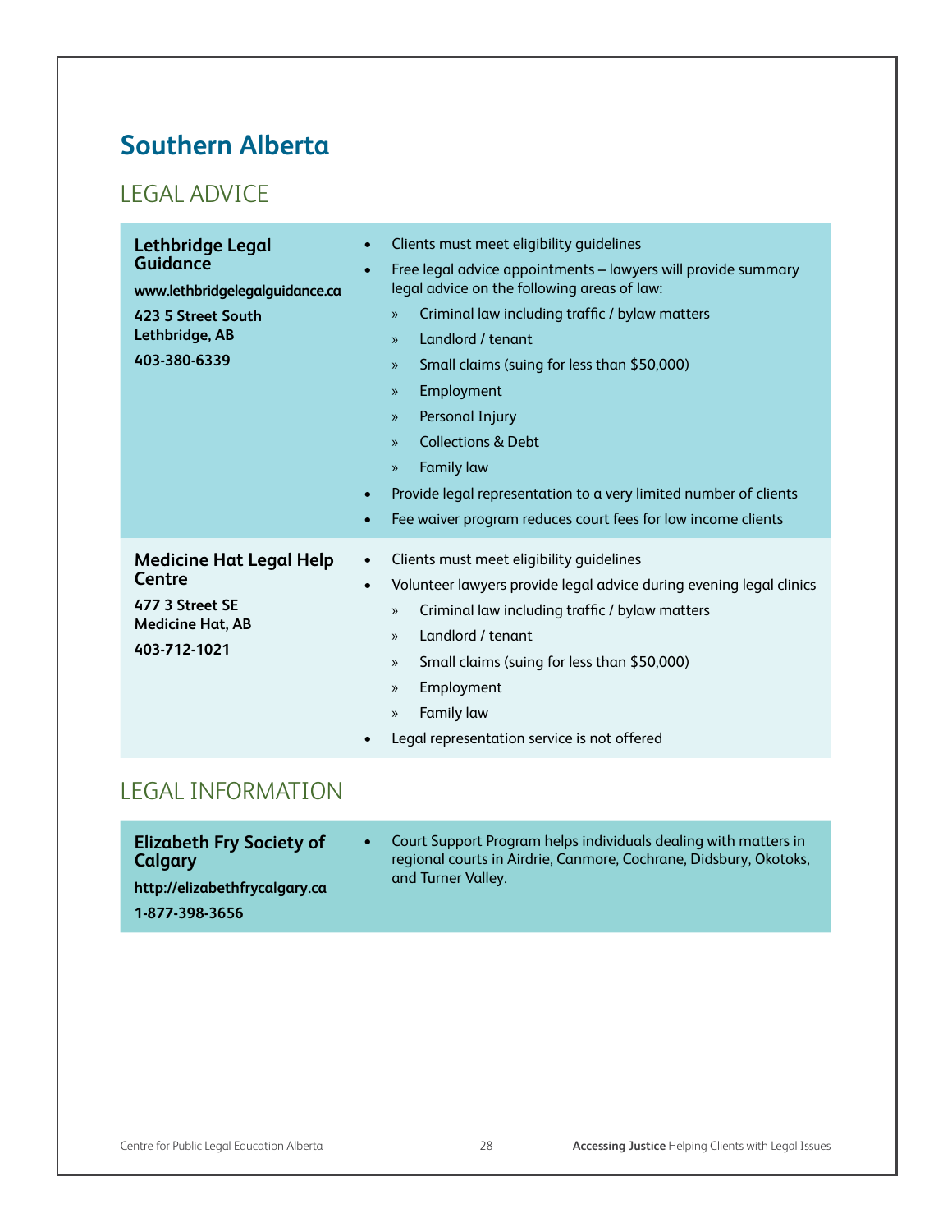# Southern Alberta

## LEGAL ADVICE

### Lethbridge Legal Guidance

**www.lethbridgelegalguidance.ca**

**423 5 Street South**
**Lethbridge, AB**

**403-380-6339**

- Clients must meet eligibility guidelines
- Free legal advice appointments – lawyers will provide summary legal advice on the following areas of law:
  - Criminal law including traffic / bylaw matters
  - Landlord / tenant
  - Small claims (suing for less than $50,000)
  - Employment
  - Personal Injury
  - Collections & Debt
  - Family law
- Provide legal representation to a very limited number of clients
- Fee waiver program reduces court fees for low income clients

### Medicine Hat Legal Help Centre

**477 3 Street SE**
**Medicine Hat, AB**

**403-712-1021**

- Clients must meet eligibility guidelines
- Volunteer lawyers provide legal advice during evening legal clinics
  - Criminal law including traffic / bylaw matters
  - Landlord / tenant
  - Small claims (suing for less than $50,000)
  - Employment
  - Family law
- Legal representation service is not offered

## LEGAL INFORMATION

### Elizabeth Fry Society of Calgary

**http://elizabethfrycalgary.ca**

**1-877-398-3656**

- Court Support Program helps individuals dealing with matters in regional courts in Airdrie, Canmore, Cochrane, Didsbury, Okotoks, and Turner Valley.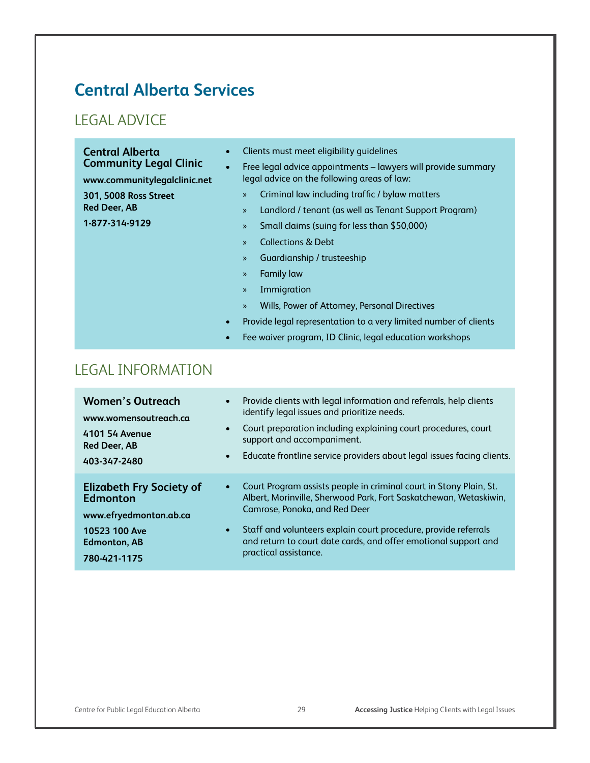# Central Alberta Services

## LEGAL ADVICE

**Central Alberta Community Legal Clinic**

**www.communitylegalclinic.net**

**301, 5008 Ross Street**
**Red Deer, AB**

**1-877-314-9129**

- Clients must meet eligibility guidelines
- Free legal advice appointments – lawyers will provide summary legal advice on the following areas of law:
  - Criminal law including traffic / bylaw matters
  - Landlord / tenant (as well as Tenant Support Program)
  - Small claims (suing for less than $50,000)
  - Collections & Debt
  - Guardianship / trusteeship
  - Family law
  - Immigration
  - Wills, Power of Attorney, Personal Directives
- Provide legal representation to a very limited number of clients
- Fee waiver program, ID Clinic, legal education workshops

## LEGAL INFORMATION

**Women's Outreach**

**www.womensoutreach.ca**

**4101 54 Avenue**
**Red Deer, AB**

**403-347-2480**

- Provide clients with legal information and referrals, help clients identify legal issues and prioritize needs.
- Court preparation including explaining court procedures, court support and accompaniment.
- Educate frontline service providers about legal issues facing clients.

**Elizabeth Fry Society of Edmonton**

**www.efryedmonton.ab.ca**

**10523 100 Ave**
**Edmonton, AB**

**780-421-1175**

- Court Program assists people in criminal court in Stony Plain, St. Albert, Morinville, Sherwood Park, Fort Saskatchewan, Wetaskiwin, Camrose, Ponoka, and Red Deer
- Staff and volunteers explain court procedure, provide referrals and return to court date cards, and offer emotional support and practical assistance.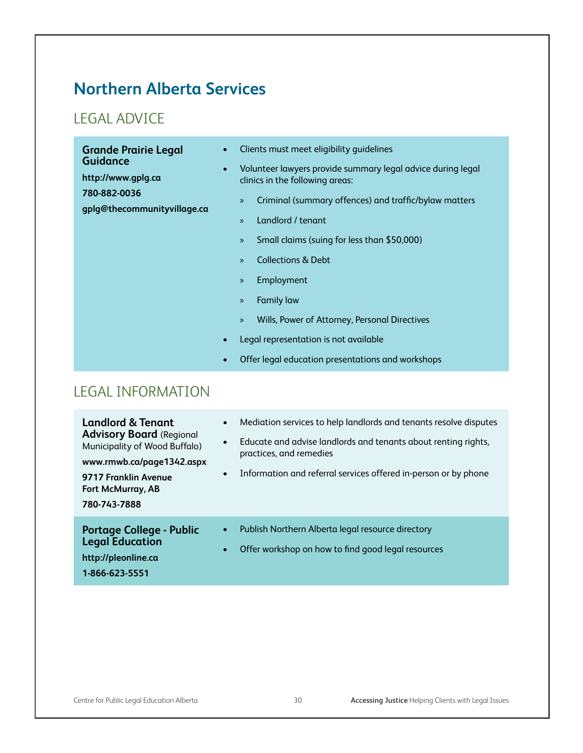# Northern Alberta Services

## LEGAL ADVICE

| | |
|---|---|
| **Grande Prairie Legal Guidance**<br>**http://www.gplg.ca**<br>**780-882-0036**<br>**gplg@thecommunityvillage.ca** | • Clients must meet eligibility guidelines<br>• Volunteer lawyers provide summary legal advice during legal clinics in the following areas:<br>» Criminal (summary offences) and traffic/bylaw matters<br>» Landlord / tenant<br>» Small claims (suing for less than $50,000)<br>» Collections & Debt<br>» Employment<br>» Family law<br>» Wills, Power of Attorney, Personal Directives<br>• Legal representation is not available<br>• Offer legal education presentations and workshops |

## LEGAL INFORMATION

| | |
|---|---|
| **Landlord & Tenant Advisory Board** (Regional Municipality of Wood Buffalo)<br>**www.rmwb.ca/page1342.aspx**<br>**9717 Franklin Avenue Fort McMurray, AB**<br>**780-743-7888** | • Mediation services to help landlords and tenants resolve disputes<br>• Educate and advise landlords and tenants about renting rights, practices, and remedies<br>• Information and referral services offered in-person or by phone |
| **Portage College - Public Legal Education**<br>**http://pleonline.ca**<br>**1-866-623-5551** | • Publish Northern Alberta legal resource directory<br>• Offer workshop on how to find good legal resources |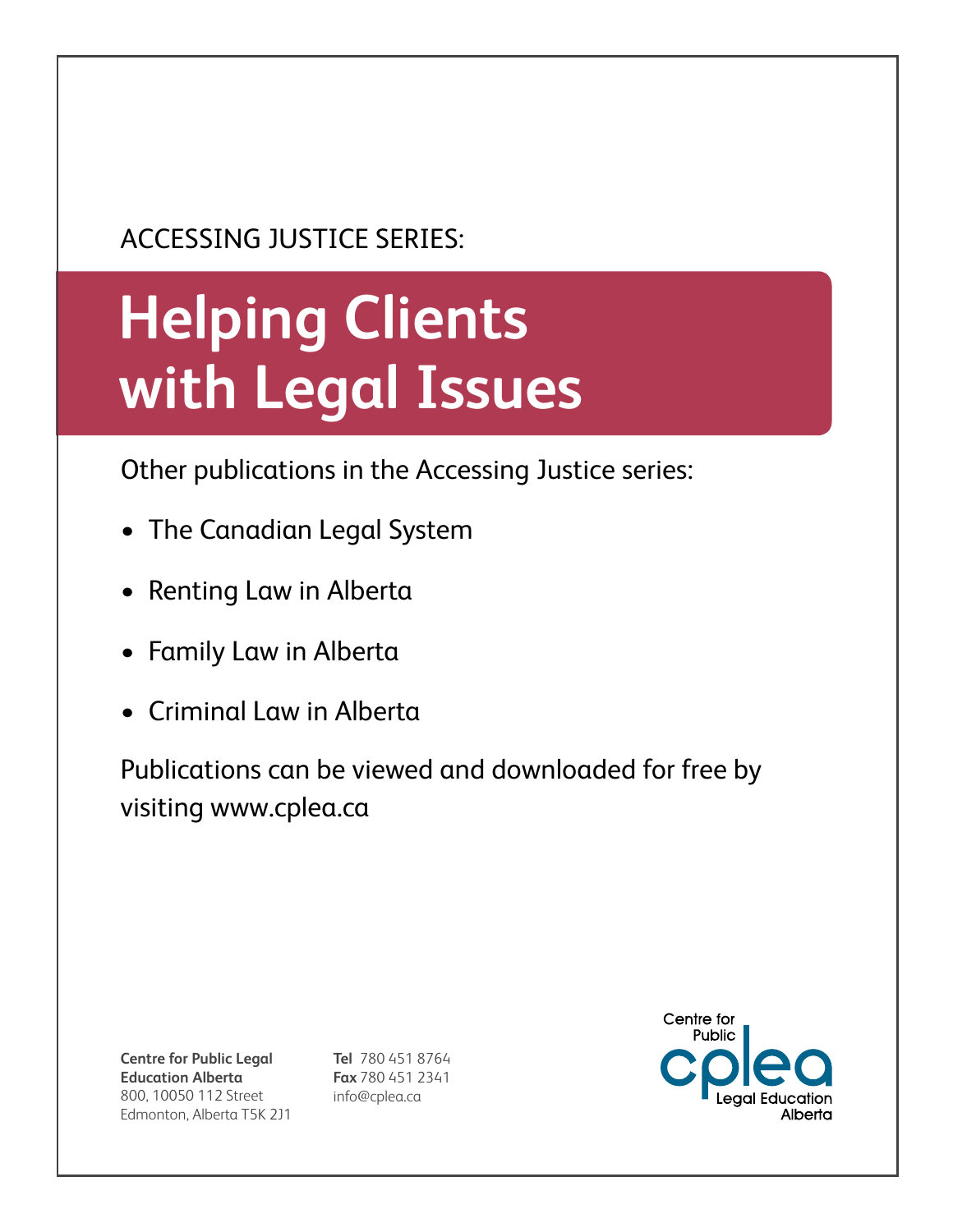ACCESSING JUSTICE SERIES:

# Helping Clients with Legal Issues

Other publications in the Accessing Justice series:

- The Canadian Legal System
- Renting Law in Alberta
- Family Law in Alberta
- Criminal Law in Alberta

Publications can be viewed and downloaded for free by visiting www.cplea.ca

**Centre for Public Legal Education Alberta**
800, 10050 112 Street
Edmonton, Alberta T5K 2J1

**Tel** 780 451 8764
**Fax** 780 451 2341
info@cplea.ca

Centre for Public cplea Legal Education Alberta